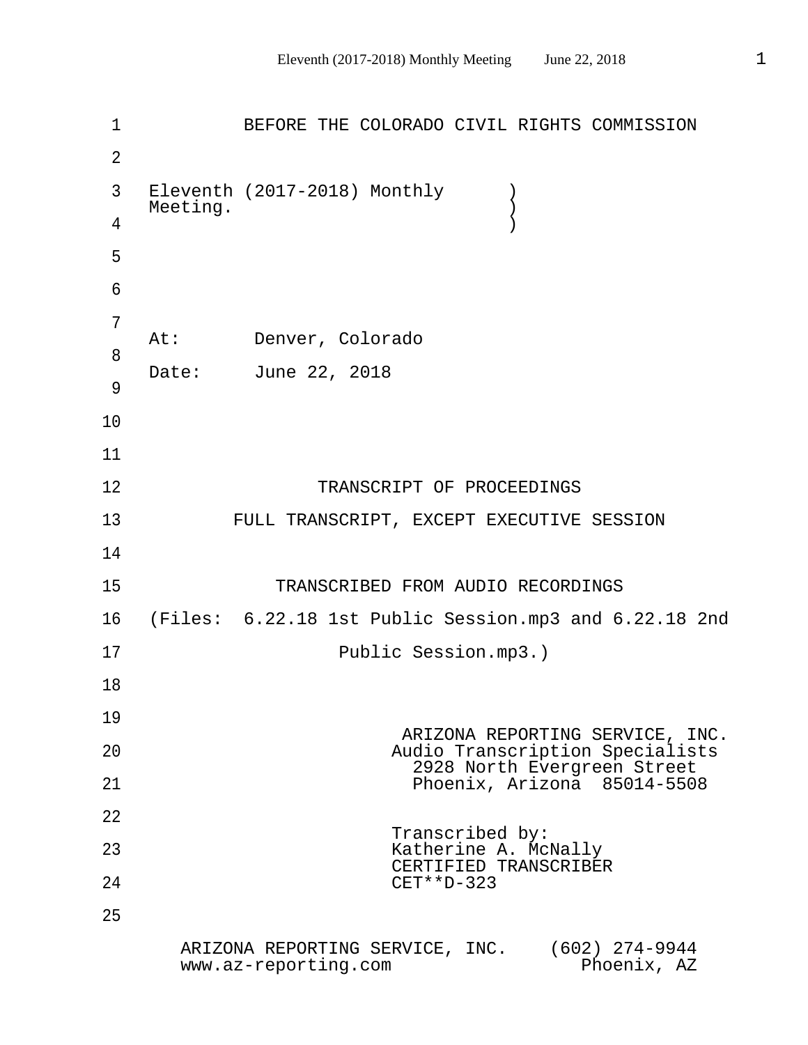# BEFORE THE COLORADO CIVIL RIGHTS COMMISSION

Eleventh (2017-2018) Monthly Meeting. )

At: Denver, Colorado

Date: June 22, 2018

## TRANSCRIPT OF PROCEEDINGS

## FULL TRANSCRIPT, EXCEPT EXECUTIVE SESSION

## TRANSCRIBED FROM AUDIO RECORDINGS

(Files: 6.22.18 1st Public Session.mp3 and 6.22.18 2nd Public Session.mp3.)

ARIZONA REPORTING SERVICE, INC.
Audio Transcription Specialists
2928 North Evergreen Street
Phoenix, Arizona 85014-5508

Transcribed by:
Katherine A. McNally
CERTIFIED TRANSCRIBER
CET**D-323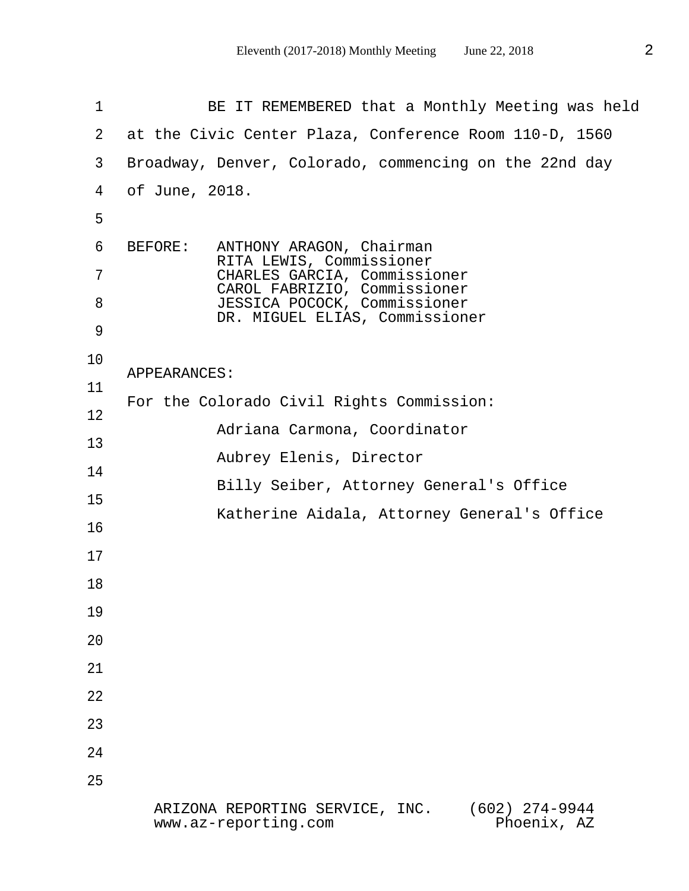BE IT REMEMBERED that a Monthly Meeting was held at the Civic Center Plaza, Conference Room 110-D, 1560 Broadway, Denver, Colorado, commencing on the 22nd day of June, 2018.

BEFORE: ANTHONY ARAGON, Chairman
RITA LEWIS, Commissioner
CHARLES GARCIA, Commissioner
CAROL FABRIZIO, Commissioner
JESSICA POCOCK, Commissioner
DR. MIGUEL ELIAS, Commissioner

APPEARANCES:

For the Colorado Civil Rights Commission:

Adriana Carmona, Coordinator

Aubrey Elenis, Director

Billy Seiber, Attorney General's Office

Katherine Aidala, Attorney General's Office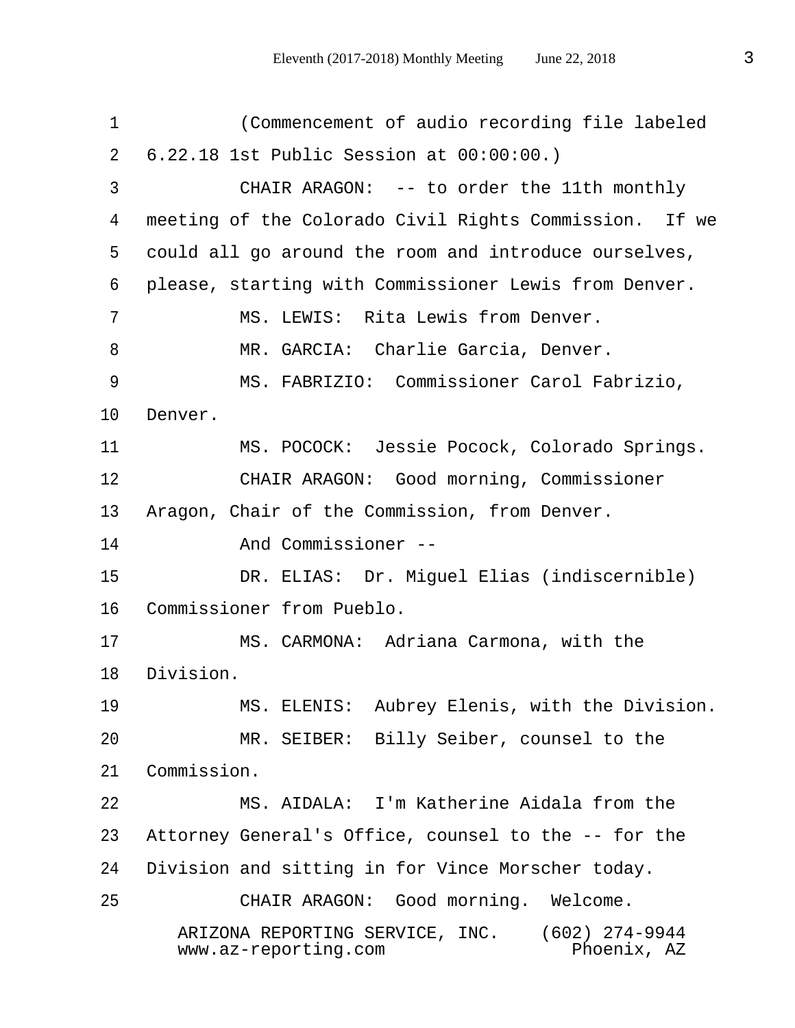(Commencement of audio recording file labeled 6.22.18 1st Public Session at 00:00:00.)

CHAIR ARAGON: -- to order the 11th monthly meeting of the Colorado Civil Rights Commission. If we could all go around the room and introduce ourselves, please, starting with Commissioner Lewis from Denver.

MS. LEWIS: Rita Lewis from Denver.

MR. GARCIA: Charlie Garcia, Denver.

MS. FABRIZIO: Commissioner Carol Fabrizio, Denver.

MS. POCOCK: Jessie Pocock, Colorado Springs.

CHAIR ARAGON: Good morning, Commissioner Aragon, Chair of the Commission, from Denver.

And Commissioner --

DR. ELIAS: Dr. Miguel Elias (indiscernible) Commissioner from Pueblo.

MS. CARMONA: Adriana Carmona, with the Division.

MS. ELENIS: Aubrey Elenis, with the Division.

MR. SEIBER: Billy Seiber, counsel to the Commission.

MS. AIDALA: I'm Katherine Aidala from the Attorney General's Office, counsel to the -- for the Division and sitting in for Vince Morscher today.

CHAIR ARAGON: Good morning. Welcome.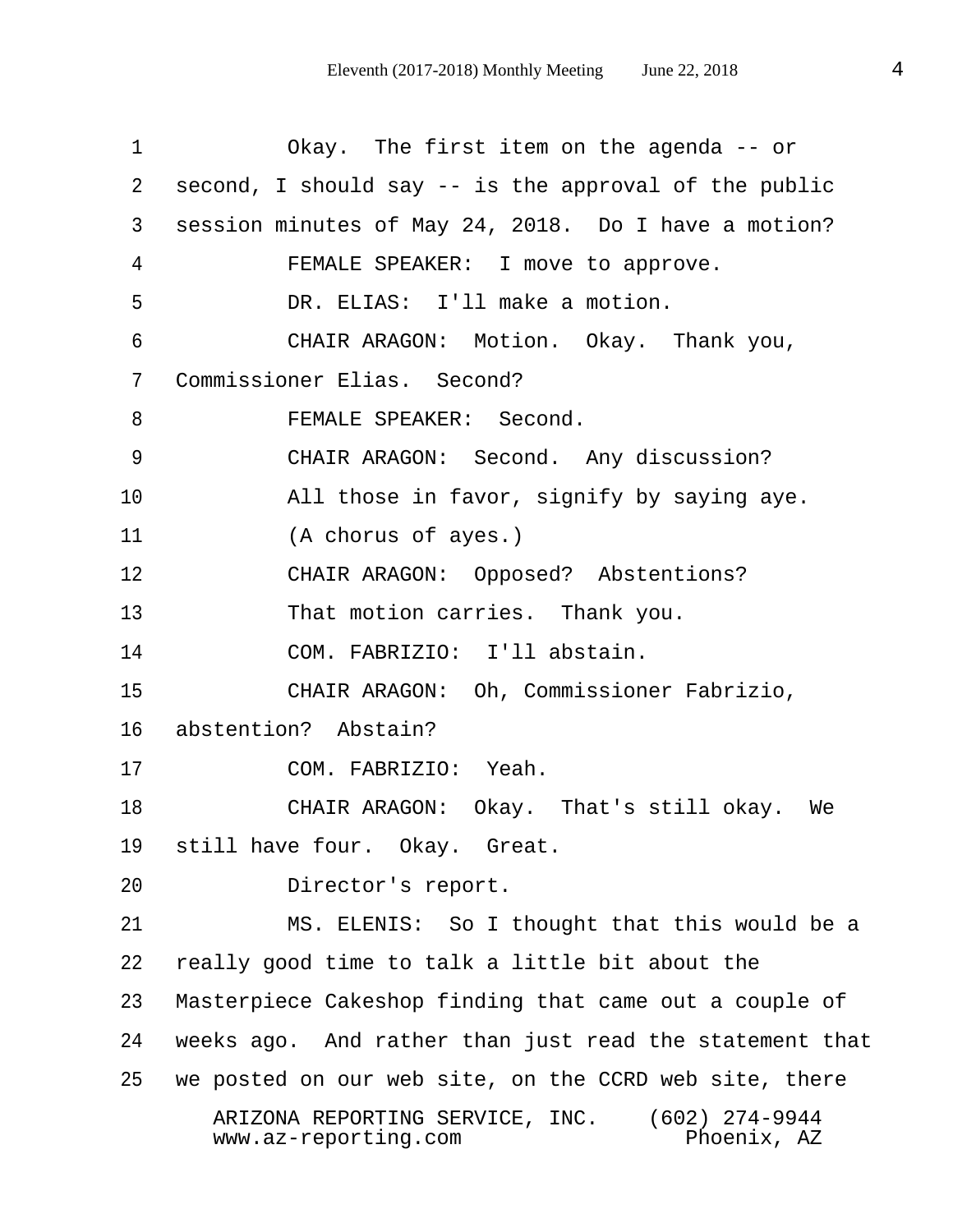Okay. The first item on the agenda -- or second, I should say -- is the approval of the public session minutes of May 24, 2018. Do I have a motion?

FEMALE SPEAKER: I move to approve.

DR. ELIAS: I'll make a motion.

CHAIR ARAGON: Motion. Okay. Thank you, Commissioner Elias. Second?

FEMALE SPEAKER: Second.

CHAIR ARAGON: Second. Any discussion?

All those in favor, signify by saying aye.

(A chorus of ayes.)

CHAIR ARAGON: Opposed? Abstentions?

That motion carries. Thank you.

COM. FABRIZIO: I'll abstain.

CHAIR ARAGON: Oh, Commissioner Fabrizio, abstention? Abstain?

COM. FABRIZIO: Yeah.

CHAIR ARAGON: Okay. That's still okay. We still have four. Okay. Great.

Director's report.

MS. ELENIS: So I thought that this would be a really good time to talk a little bit about the Masterpiece Cakeshop finding that came out a couple of weeks ago. And rather than just read the statement that we posted on our web site, on the CCRD web site, there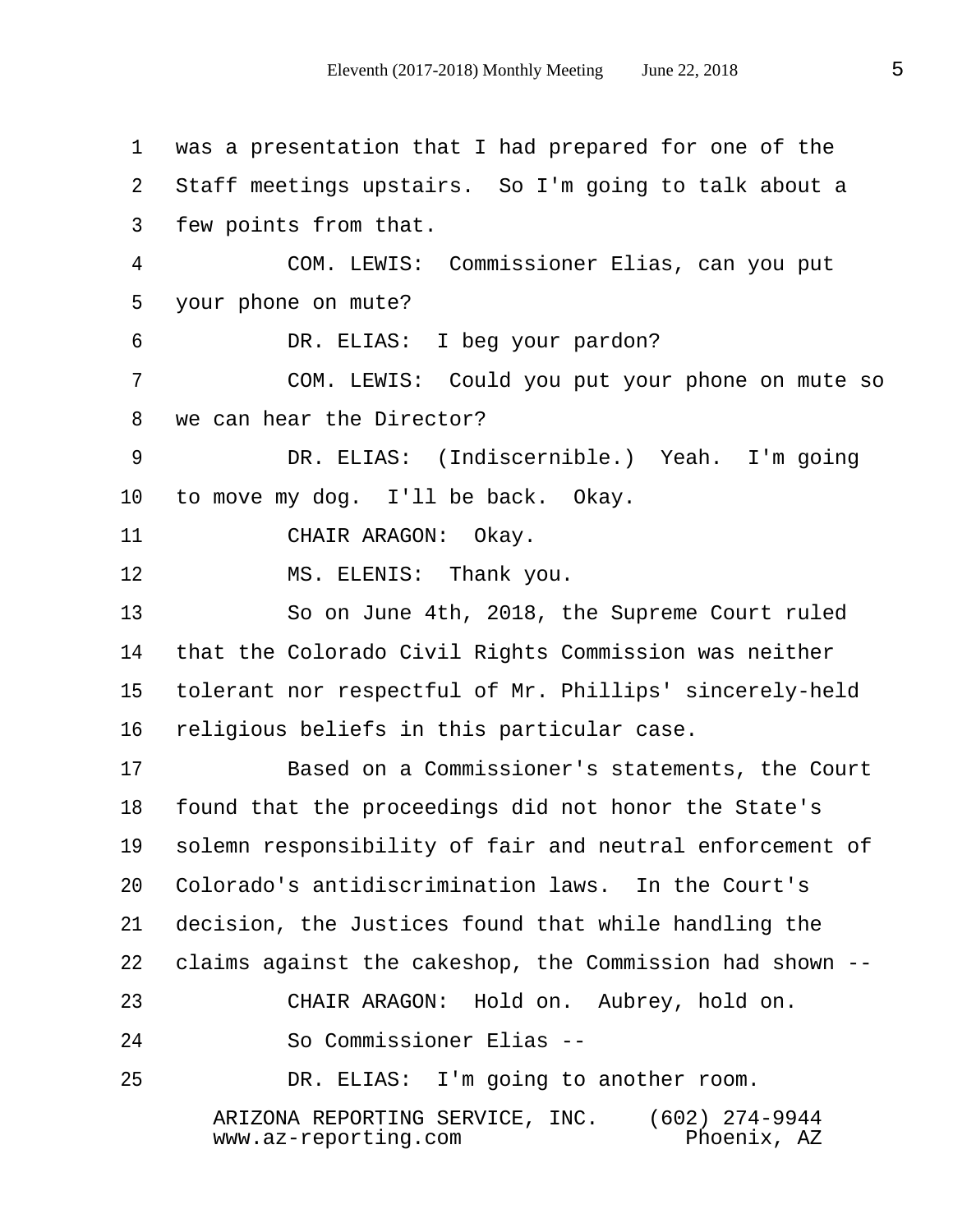was a presentation that I had prepared for one of the Staff meetings upstairs. So I'm going to talk about a few points from that.

COM. LEWIS: Commissioner Elias, can you put your phone on mute?

DR. ELIAS: I beg your pardon?

COM. LEWIS: Could you put your phone on mute so we can hear the Director?

DR. ELIAS: (Indiscernible.) Yeah. I'm going to move my dog. I'll be back. Okay.

CHAIR ARAGON: Okay.

MS. ELENIS: Thank you.

So on June 4th, 2018, the Supreme Court ruled that the Colorado Civil Rights Commission was neither tolerant nor respectful of Mr. Phillips' sincerely-held religious beliefs in this particular case.

Based on a Commissioner's statements, the Court found that the proceedings did not honor the State's solemn responsibility of fair and neutral enforcement of Colorado's antidiscrimination laws. In the Court's decision, the Justices found that while handling the claims against the cakeshop, the Commission had shown --

CHAIR ARAGON: Hold on. Aubrey, hold on.

So Commissioner Elias --

DR. ELIAS: I'm going to another room.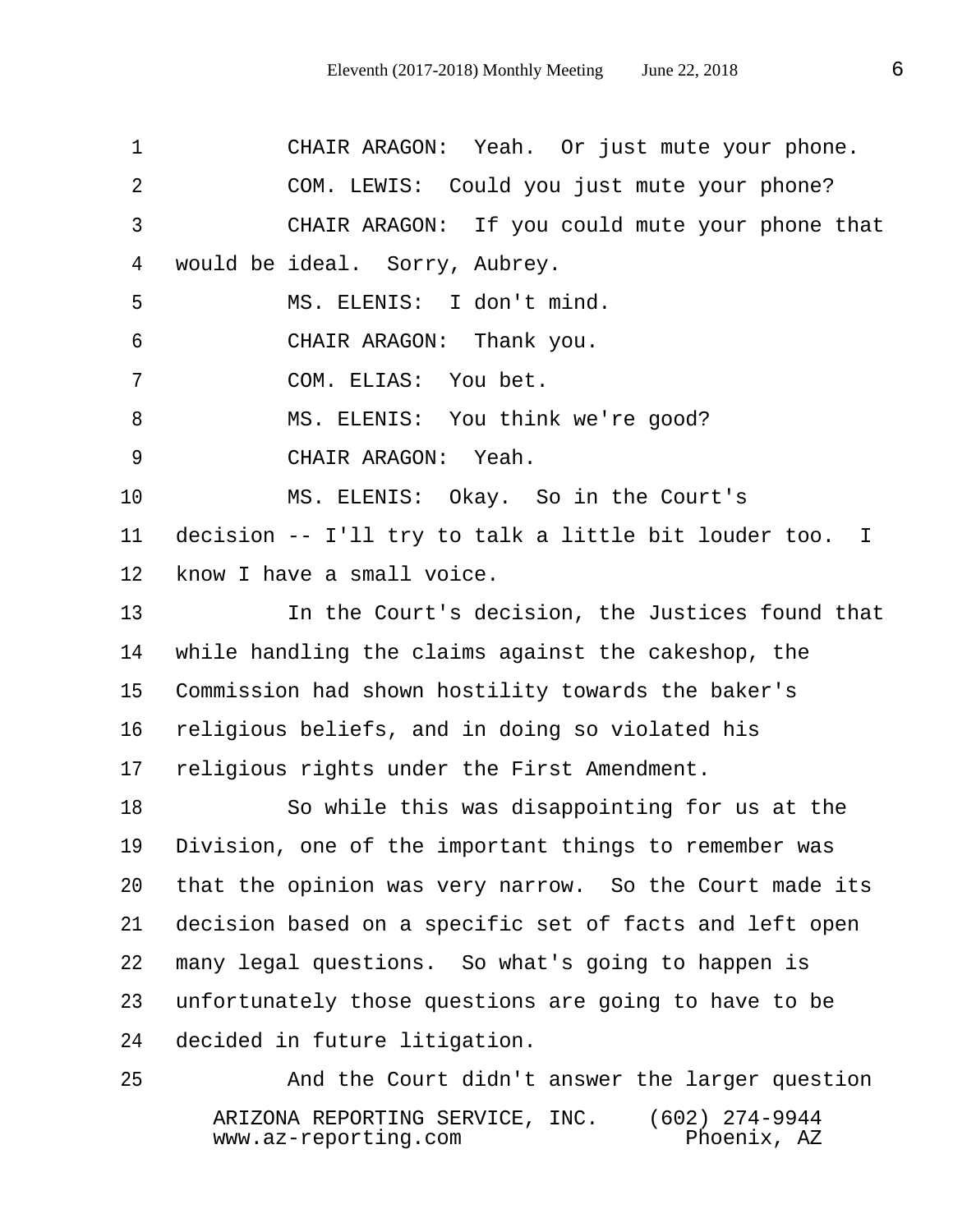CHAIR ARAGON: Yeah. Or just mute your phone.

COM. LEWIS: Could you just mute your phone?

CHAIR ARAGON: If you could mute your phone that would be ideal. Sorry, Aubrey.

MS. ELENIS: I don't mind.

CHAIR ARAGON: Thank you.

COM. ELIAS: You bet.

MS. ELENIS: You think we're good?

CHAIR ARAGON: Yeah.

MS. ELENIS: Okay. So in the Court's decision -- I'll try to talk a little bit louder too. I know I have a small voice.

In the Court's decision, the Justices found that while handling the claims against the cakeshop, the Commission had shown hostility towards the baker's religious beliefs, and in doing so violated his religious rights under the First Amendment.

So while this was disappointing for us at the Division, one of the important things to remember was that the opinion was very narrow. So the Court made its decision based on a specific set of facts and left open many legal questions. So what's going to happen is unfortunately those questions are going to have to be decided in future litigation.

And the Court didn't answer the larger question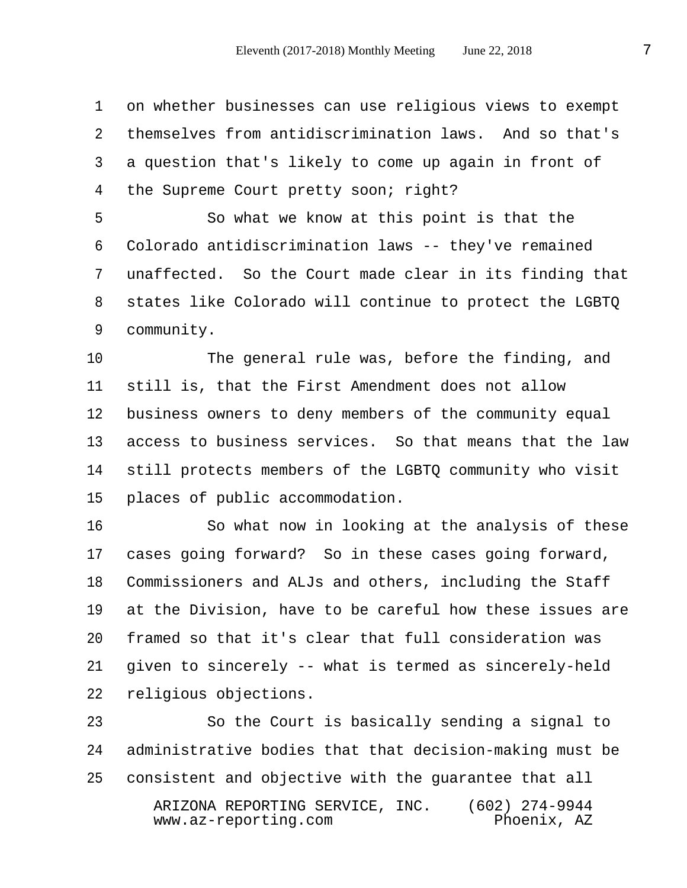on whether businesses can use religious views to exempt themselves from antidiscrimination laws. And so that's a question that's likely to come up again in front of the Supreme Court pretty soon; right?

So what we know at this point is that the Colorado antidiscrimination laws -- they've remained unaffected. So the Court made clear in its finding that states like Colorado will continue to protect the LGBTQ community.

The general rule was, before the finding, and still is, that the First Amendment does not allow business owners to deny members of the community equal access to business services. So that means that the law still protects members of the LGBTQ community who visit places of public accommodation.

So what now in looking at the analysis of these cases going forward? So in these cases going forward, Commissioners and ALJs and others, including the Staff at the Division, have to be careful how these issues are framed so that it's clear that full consideration was given to sincerely -- what is termed as sincerely-held religious objections.

So the Court is basically sending a signal to administrative bodies that that decision-making must be consistent and objective with the guarantee that all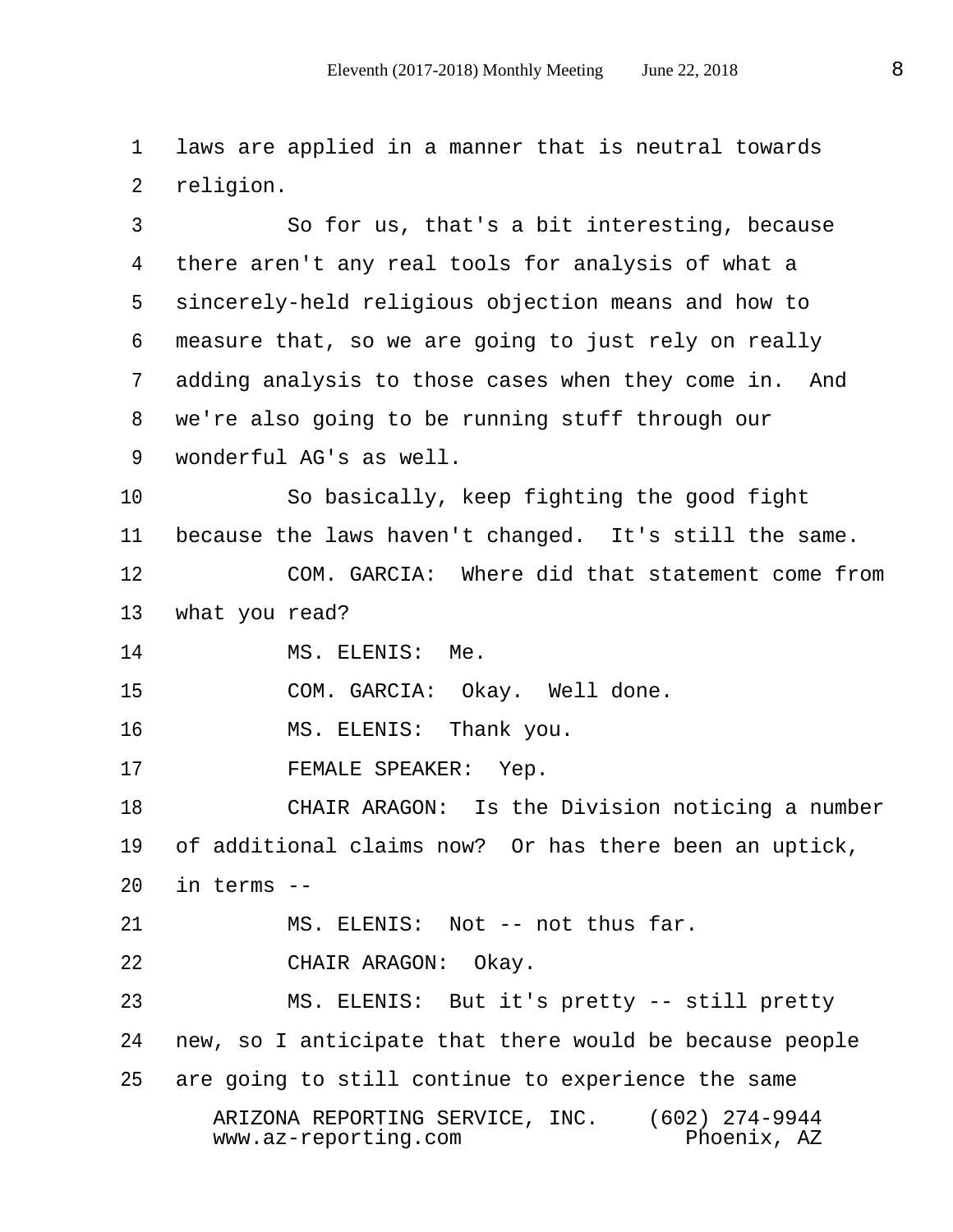laws are applied in a manner that is neutral towards religion.

So for us, that's a bit interesting, because there aren't any real tools for analysis of what a sincerely-held religious objection means and how to measure that, so we are going to just rely on really adding analysis to those cases when they come in. And we're also going to be running stuff through our wonderful AG's as well.

So basically, keep fighting the good fight because the laws haven't changed. It's still the same.

COM. GARCIA: Where did that statement come from what you read?

MS. ELENIS: Me.

COM. GARCIA: Okay. Well done.

MS. ELENIS: Thank you.

FEMALE SPEAKER: Yep.

CHAIR ARAGON: Is the Division noticing a number of additional claims now? Or has there been an uptick, in terms --

MS. ELENIS: Not -- not thus far.

CHAIR ARAGON: Okay.

MS. ELENIS: But it's pretty -- still pretty new, so I anticipate that there would be because people are going to still continue to experience the same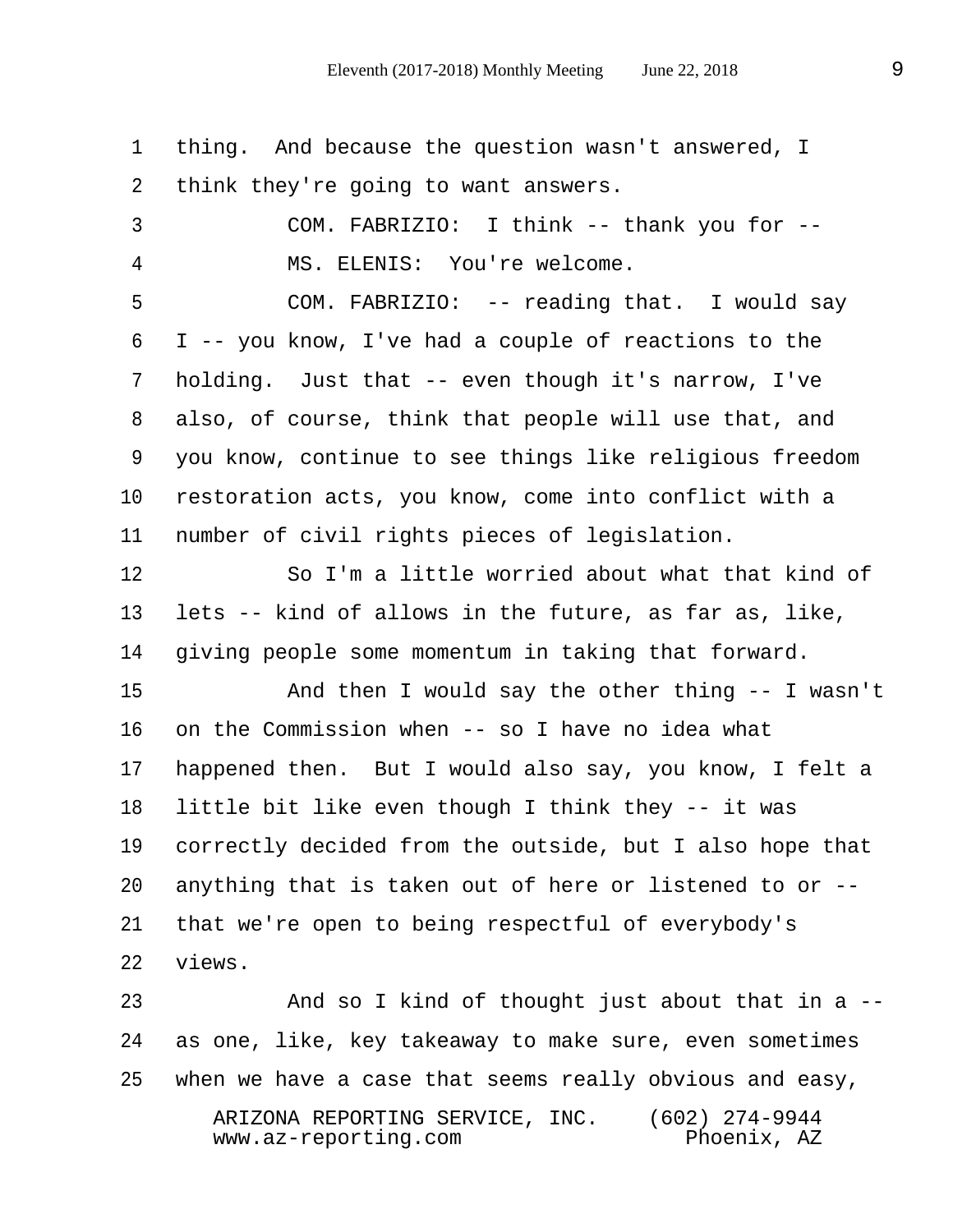thing. And because the question wasn't answered, I think they're going to want answers.

COM. FABRIZIO: I think -- thank you for --

MS. ELENIS: You're welcome.

COM. FABRIZIO: -- reading that. I would say I -- you know, I've had a couple of reactions to the holding. Just that -- even though it's narrow, I've also, of course, think that people will use that, and you know, continue to see things like religious freedom restoration acts, you know, come into conflict with a number of civil rights pieces of legislation.

So I'm a little worried about what that kind of lets -- kind of allows in the future, as far as, like, giving people some momentum in taking that forward.

And then I would say the other thing -- I wasn't on the Commission when -- so I have no idea what happened then. But I would also say, you know, I felt a little bit like even though I think they -- it was correctly decided from the outside, but I also hope that anything that is taken out of here or listened to or -- that we're open to being respectful of everybody's views.

And so I kind of thought just about that in a -- as one, like, key takeaway to make sure, even sometimes when we have a case that seems really obvious and easy,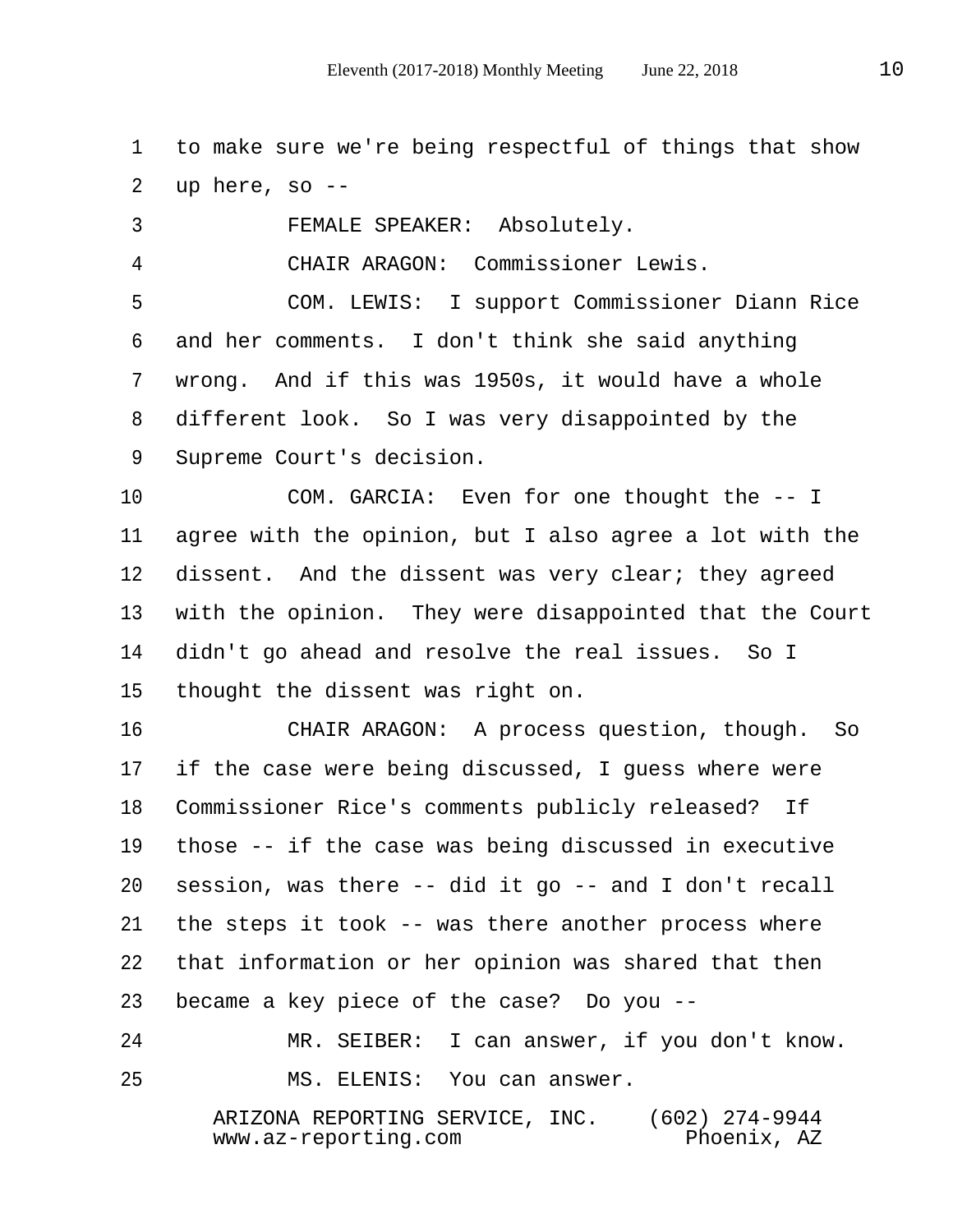1 to make sure we're being respectful of things that show
2 up here, so --

3 FEMALE SPEAKER: Absolutely.

4 CHAIR ARAGON: Commissioner Lewis.

5 COM. LEWIS: I support Commissioner Diann Rice
6 and her comments. I don't think she said anything
7 wrong. And if this was 1950s, it would have a whole
8 different look. So I was very disappointed by the
9 Supreme Court's decision.

10 COM. GARCIA: Even for one thought the -- I
11 agree with the opinion, but I also agree a lot with the
12 dissent. And the dissent was very clear; they agreed
13 with the opinion. They were disappointed that the Court
14 didn't go ahead and resolve the real issues. So I
15 thought the dissent was right on.

16 CHAIR ARAGON: A process question, though. So
17 if the case were being discussed, I guess where were
18 Commissioner Rice's comments publicly released? If
19 those -- if the case was being discussed in executive
20 session, was there -- did it go -- and I don't recall
21 the steps it took -- was there another process where
22 that information or her opinion was shared that then
23 became a key piece of the case? Do you --

24 MR. SEIBER: I can answer, if you don't know.

25 MS. ELENIS: You can answer.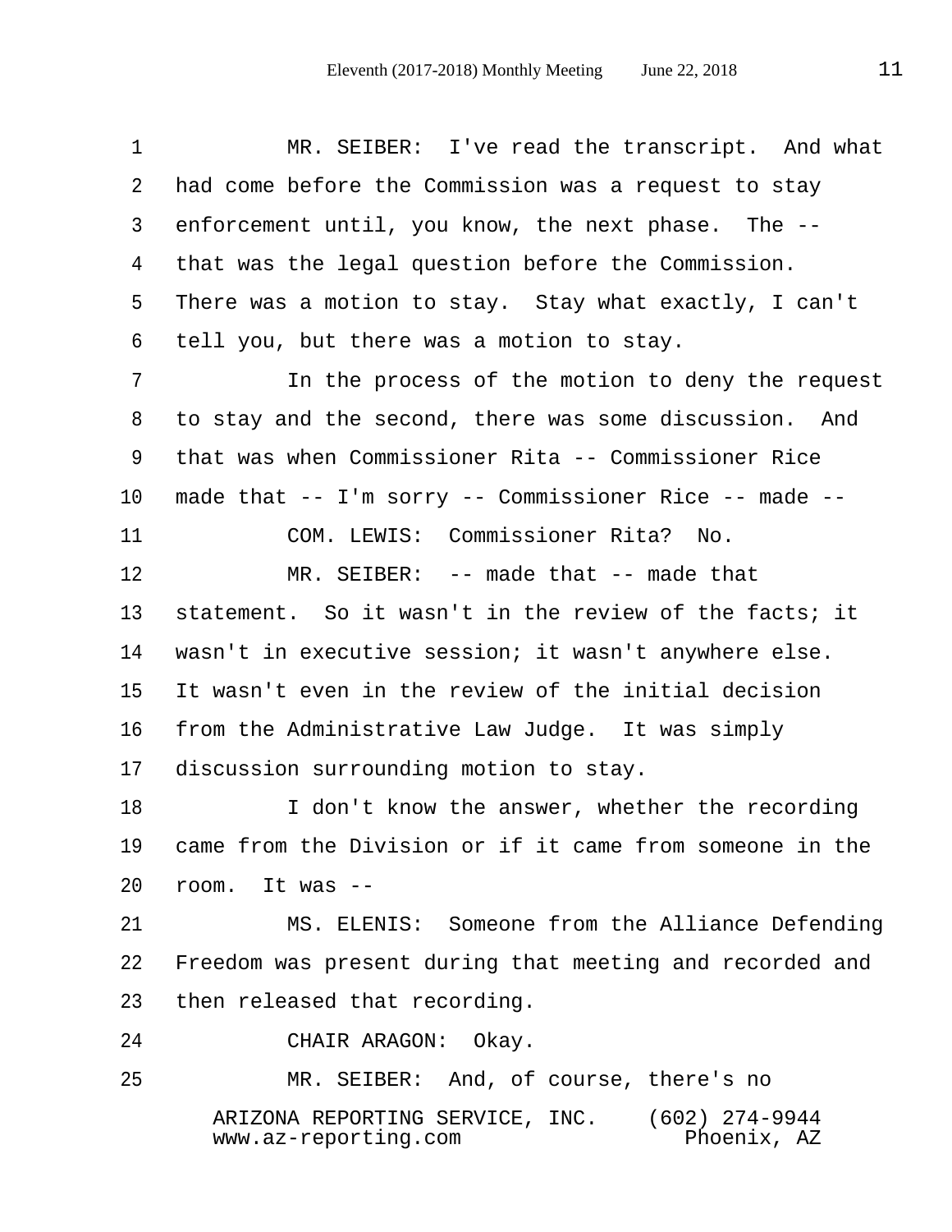MR. SEIBER: I've read the transcript. And what had come before the Commission was a request to stay enforcement until, you know, the next phase. The -- that was the legal question before the Commission. There was a motion to stay. Stay what exactly, I can't tell you, but there was a motion to stay.

In the process of the motion to deny the request to stay and the second, there was some discussion. And that was when Commissioner Rita -- Commissioner Rice made that -- I'm sorry -- Commissioner Rice -- made --

COM. LEWIS: Commissioner Rita? No.

MR. SEIBER: -- made that -- made that statement. So it wasn't in the review of the facts; it wasn't in executive session; it wasn't anywhere else. It wasn't even in the review of the initial decision from the Administrative Law Judge. It was simply discussion surrounding motion to stay.

I don't know the answer, whether the recording came from the Division or if it came from someone in the room. It was --

MS. ELENIS: Someone from the Alliance Defending Freedom was present during that meeting and recorded and then released that recording.

CHAIR ARAGON: Okay.

MR. SEIBER: And, of course, there's no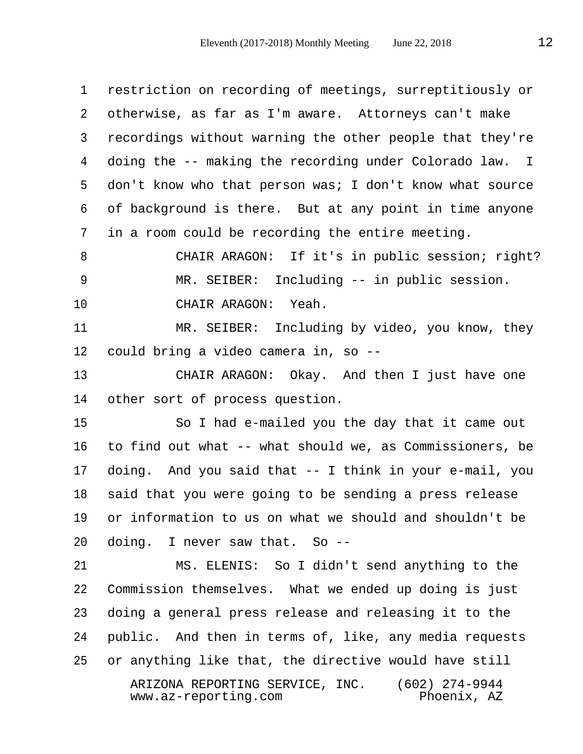restriction on recording of meetings, surreptitiously or otherwise, as far as I'm aware. Attorneys can't make recordings without warning the other people that they're doing the -- making the recording under Colorado law. I don't know who that person was; I don't know what source of background is there. But at any point in time anyone in a room could be recording the entire meeting.

CHAIR ARAGON: If it's in public session; right?

MR. SEIBER: Including -- in public session.

CHAIR ARAGON: Yeah.

MR. SEIBER: Including by video, you know, they could bring a video camera in, so --

CHAIR ARAGON: Okay. And then I just have one other sort of process question.

So I had e-mailed you the day that it came out to find out what -- what should we, as Commissioners, be doing. And you said that -- I think in your e-mail, you said that you were going to be sending a press release or information to us on what we should and shouldn't be doing. I never saw that. So --

MS. ELENIS: So I didn't send anything to the Commission themselves. What we ended up doing is just doing a general press release and releasing it to the public. And then in terms of, like, any media requests or anything like that, the directive would have still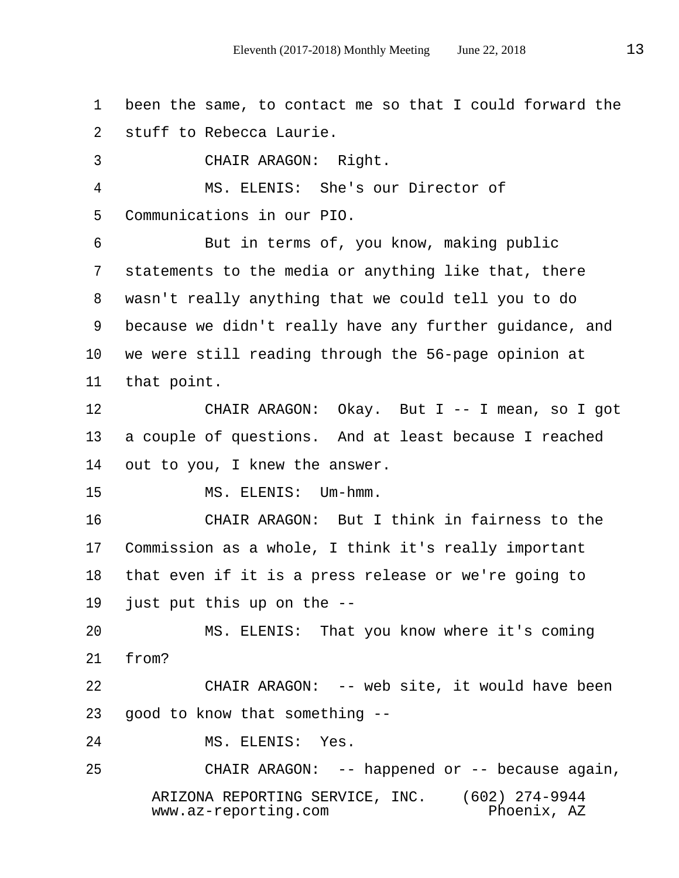been the same, to contact me so that I could forward the stuff to Rebecca Laurie.

CHAIR ARAGON: Right.

MS. ELENIS: She's our Director of Communications in our PIO.

But in terms of, you know, making public statements to the media or anything like that, there wasn't really anything that we could tell you to do because we didn't really have any further guidance, and we were still reading through the 56-page opinion at that point.

CHAIR ARAGON: Okay. But I -- I mean, so I got a couple of questions. And at least because I reached out to you, I knew the answer.

MS. ELENIS: Um-hmm.

CHAIR ARAGON: But I think in fairness to the Commission as a whole, I think it's really important that even if it is a press release or we're going to just put this up on the --

MS. ELENIS: That you know where it's coming from?

CHAIR ARAGON: -- web site, it would have been good to know that something --

MS. ELENIS: Yes.

CHAIR ARAGON: -- happened or -- because again,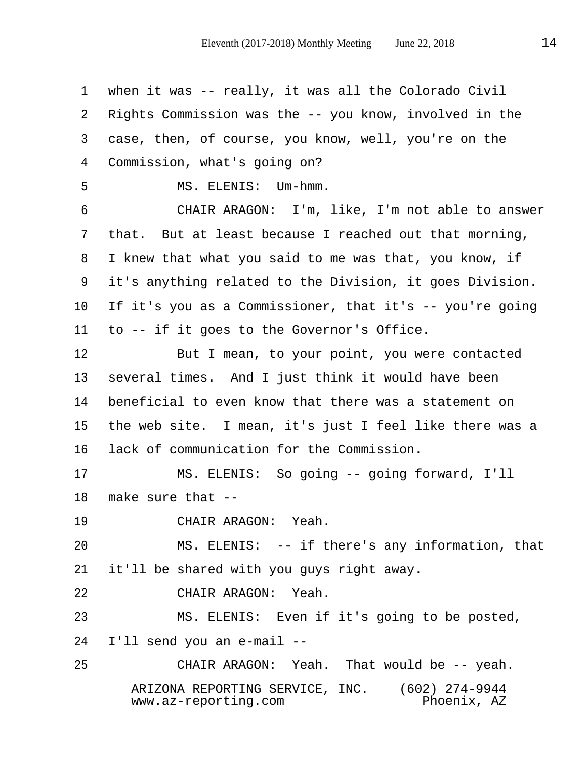when it was -- really, it was all the Colorado Civil Rights Commission was the -- you know, involved in the case, then, of course, you know, well, you're on the Commission, what's going on?

MS. ELENIS: Um-hmm.

CHAIR ARAGON: I'm, like, I'm not able to answer that. But at least because I reached out that morning, I knew that what you said to me was that, you know, if it's anything related to the Division, it goes Division. If it's you as a Commissioner, that it's -- you're going to -- if it goes to the Governor's Office.

But I mean, to your point, you were contacted several times. And I just think it would have been beneficial to even know that there was a statement on the web site. I mean, it's just I feel like there was a lack of communication for the Commission.

MS. ELENIS: So going -- going forward, I'll make sure that --

CHAIR ARAGON: Yeah.

MS. ELENIS: -- if there's any information, that it'll be shared with you guys right away.

CHAIR ARAGON: Yeah.

MS. ELENIS: Even if it's going to be posted, I'll send you an e-mail --

CHAIR ARAGON: Yeah. That would be -- yeah.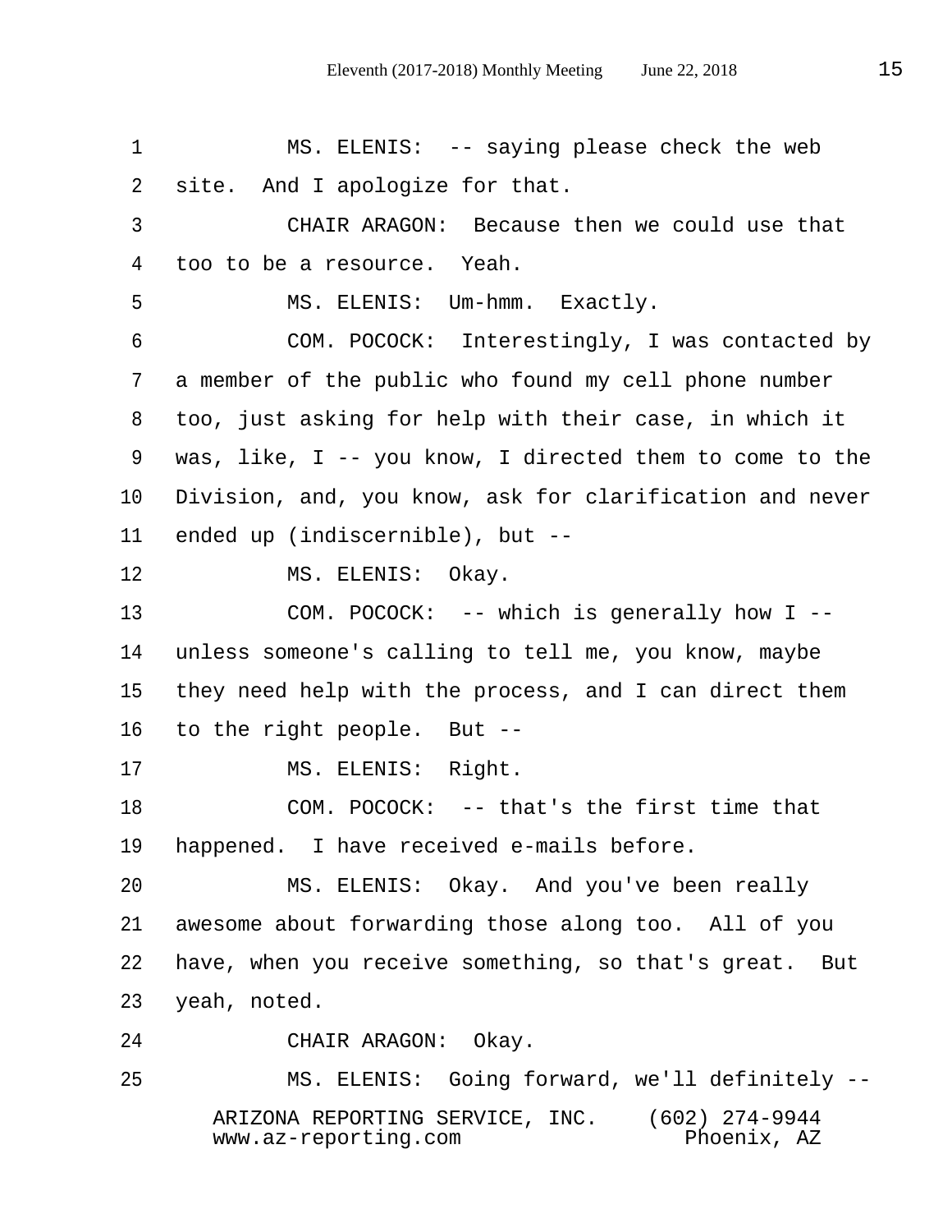MS. ELENIS: -- saying please check the web site. And I apologize for that.

CHAIR ARAGON: Because then we could use that too to be a resource. Yeah.

MS. ELENIS: Um-hmm. Exactly.

COM. POCOCK: Interestingly, I was contacted by a member of the public who found my cell phone number too, just asking for help with their case, in which it was, like, I -- you know, I directed them to come to the Division, and, you know, ask for clarification and never ended up (indiscernible), but --

MS. ELENIS: Okay.

COM. POCOCK: -- which is generally how I -- unless someone's calling to tell me, you know, maybe they need help with the process, and I can direct them to the right people. But --

MS. ELENIS: Right.

COM. POCOCK: -- that's the first time that happened. I have received e-mails before.

MS. ELENIS: Okay. And you've been really awesome about forwarding those along too. All of you have, when you receive something, so that's great. But yeah, noted.

CHAIR ARAGON: Okay.

MS. ELENIS: Going forward, we'll definitely --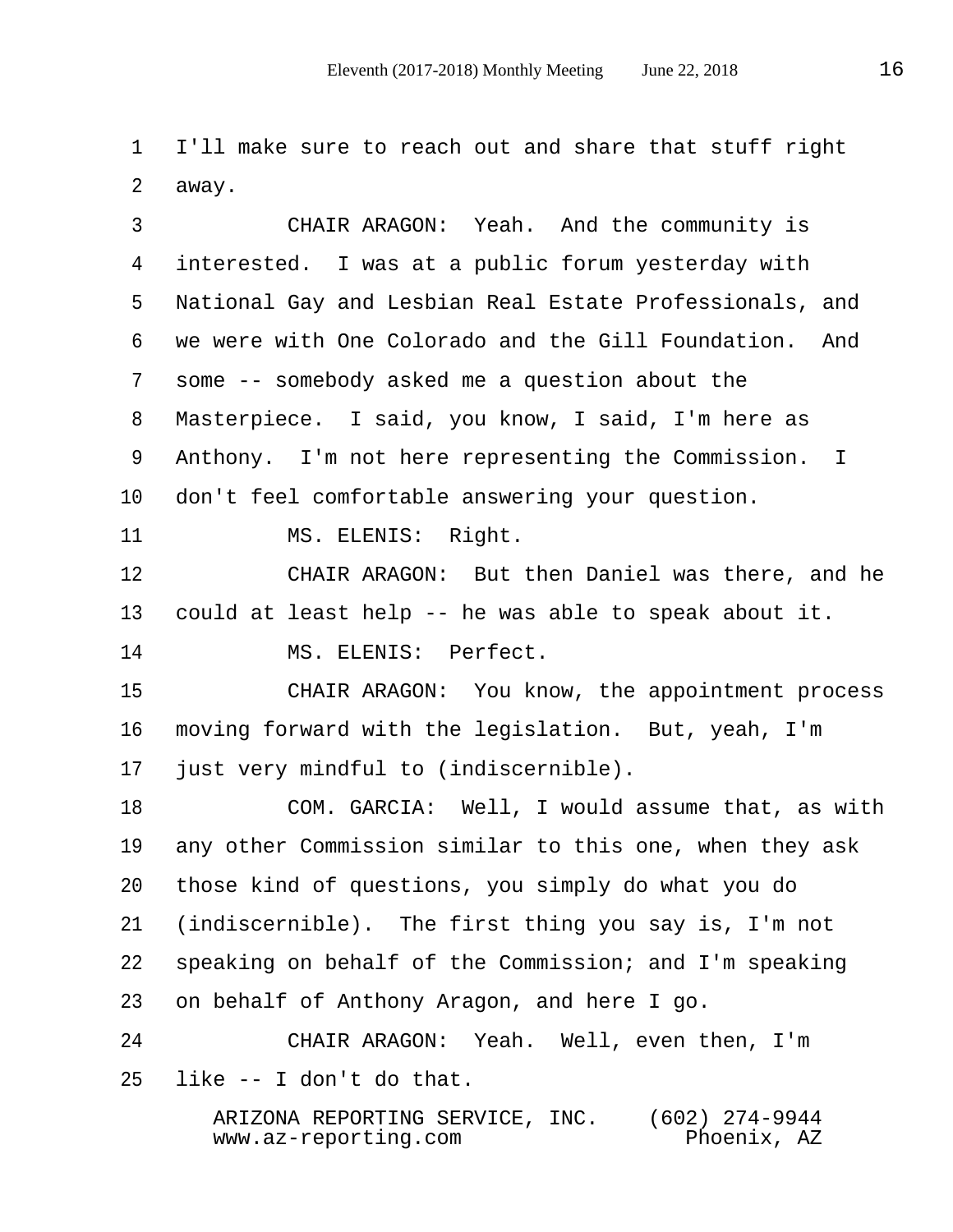1 I'll make sure to reach out and share that stuff right
2 away.
3 CHAIR ARAGON: Yeah. And the community is
4 interested. I was at a public forum yesterday with
5 National Gay and Lesbian Real Estate Professionals, and
6 we were with One Colorado and the Gill Foundation. And
7 some -- somebody asked me a question about the
8 Masterpiece. I said, you know, I said, I'm here as
9 Anthony. I'm not here representing the Commission. I
10 don't feel comfortable answering your question.
11 MS. ELENIS: Right.
12 CHAIR ARAGON: But then Daniel was there, and he
13 could at least help -- he was able to speak about it.
14 MS. ELENIS: Perfect.
15 CHAIR ARAGON: You know, the appointment process
16 moving forward with the legislation. But, yeah, I'm
17 just very mindful to (indiscernible).
18 COM. GARCIA: Well, I would assume that, as with
19 any other Commission similar to this one, when they ask
20 those kind of questions, you simply do what you do
21 (indiscernible). The first thing you say is, I'm not
22 speaking on behalf of the Commission; and I'm speaking
23 on behalf of Anthony Aragon, and here I go.
24 CHAIR ARAGON: Yeah. Well, even then, I'm
25 like -- I don't do that.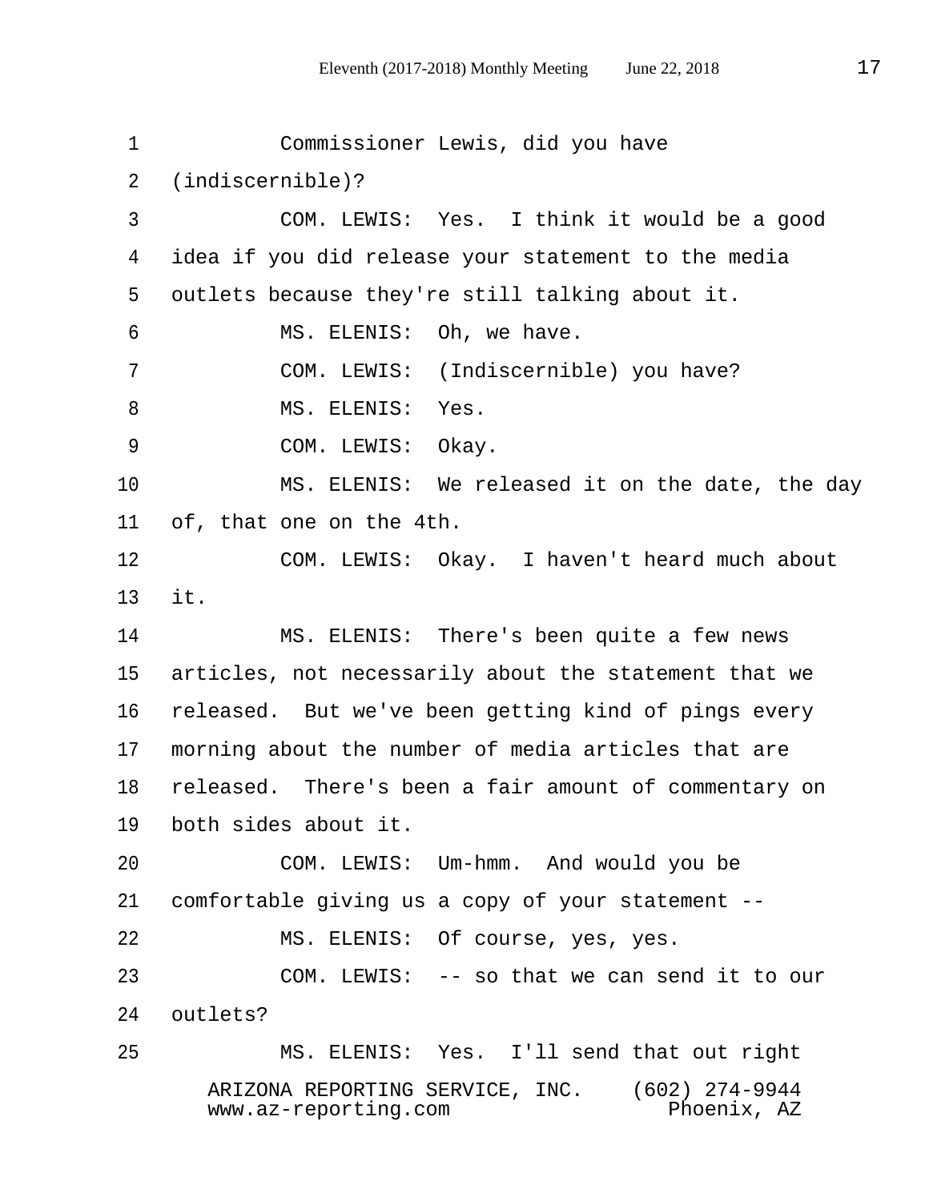1 Commissioner Lewis, did you have
2 (indiscernible)?
3 COM. LEWIS: Yes. I think it would be a good
4 idea if you did release your statement to the media
5 outlets because they're still talking about it.
6 MS. ELENIS: Oh, we have.
7 COM. LEWIS: (Indiscernible) you have?
8 MS. ELENIS: Yes.
9 COM. LEWIS: Okay.
10 MS. ELENIS: We released it on the date, the day
11 of, that one on the 4th.
12 COM. LEWIS: Okay. I haven't heard much about
13 it.
14 MS. ELENIS: There's been quite a few news
15 articles, not necessarily about the statement that we
16 released. But we've been getting kind of pings every
17 morning about the number of media articles that are
18 released. There's been a fair amount of commentary on
19 both sides about it.
20 COM. LEWIS: Um-hmm. And would you be
21 comfortable giving us a copy of your statement --
22 MS. ELENIS: Of course, yes, yes.
23 COM. LEWIS: -- so that we can send it to our
24 outlets?
25 MS. ELENIS: Yes. I'll send that out right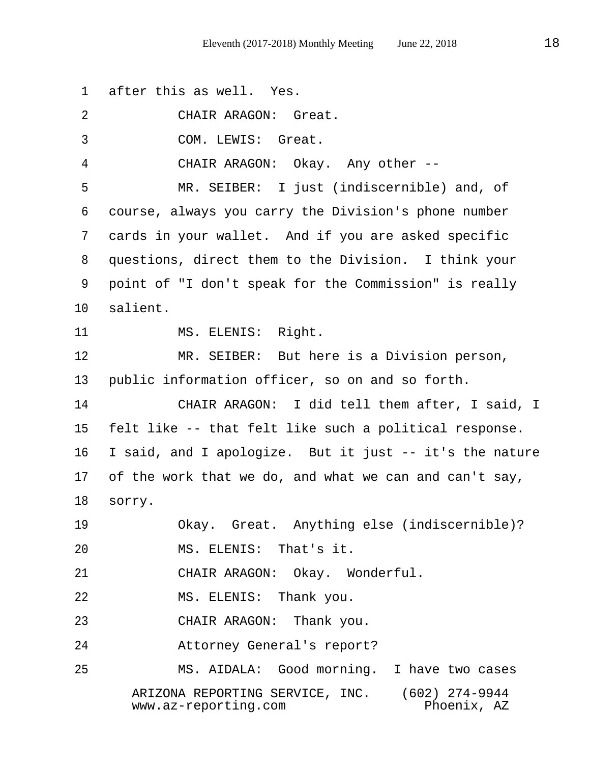after this as well. Yes.

CHAIR ARAGON: Great.

COM. LEWIS: Great.

CHAIR ARAGON: Okay. Any other --

MR. SEIBER: I just (indiscernible) and, of course, always you carry the Division's phone number cards in your wallet. And if you are asked specific questions, direct them to the Division. I think your point of "I don't speak for the Commission" is really salient.

MS. ELENIS: Right.

MR. SEIBER: But here is a Division person, public information officer, so on and so forth.

CHAIR ARAGON: I did tell them after, I said, I felt like -- that felt like such a political response. I said, and I apologize. But it just -- it's the nature of the work that we do, and what we can and can't say, sorry.

Okay. Great. Anything else (indiscernible)?

MS. ELENIS: That's it.

CHAIR ARAGON: Okay. Wonderful.

MS. ELENIS: Thank you.

CHAIR ARAGON: Thank you.

Attorney General's report?

MS. AIDALA: Good morning. I have two cases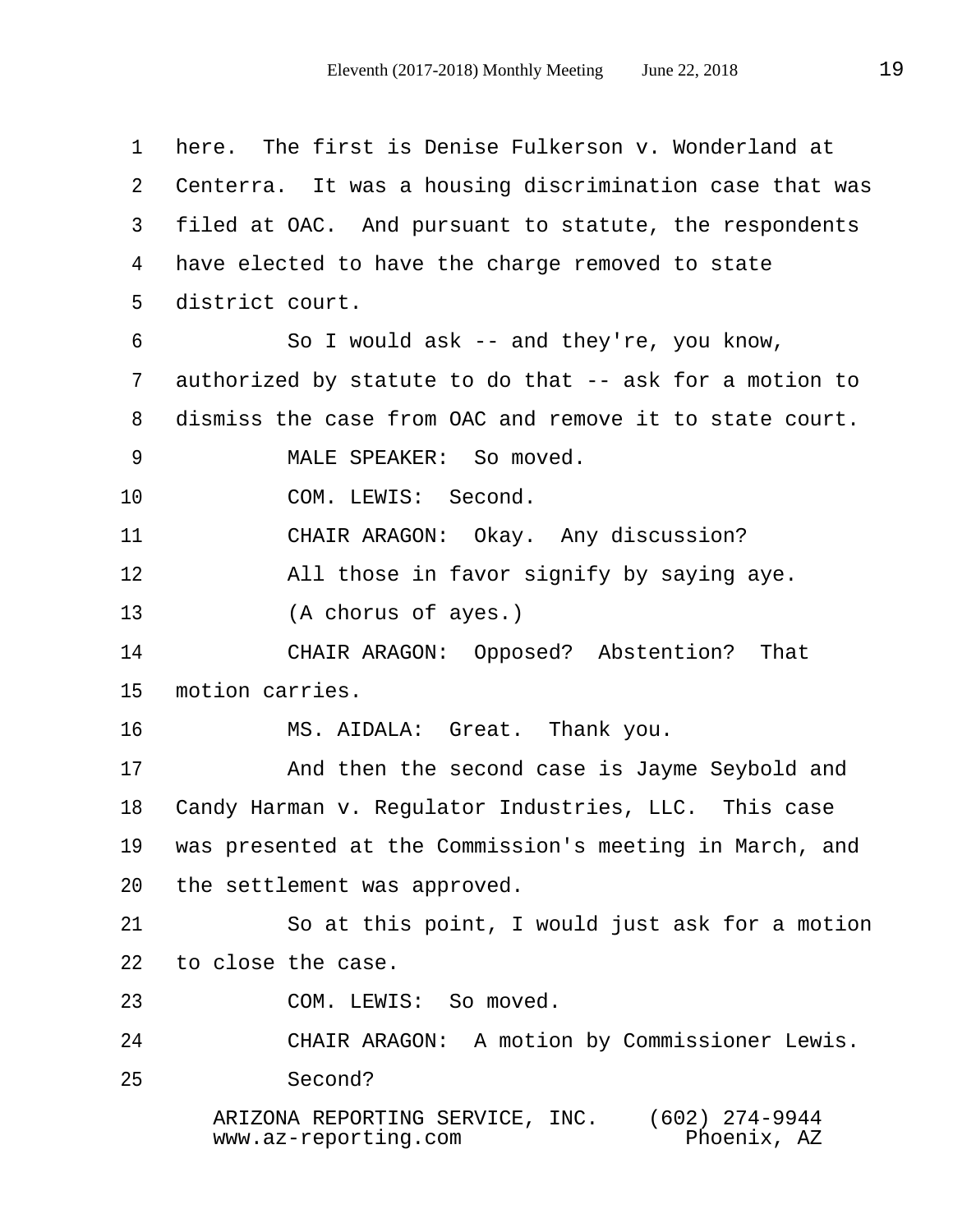here. The first is Denise Fulkerson v. Wonderland at Centerra. It was a housing discrimination case that was filed at OAC. And pursuant to statute, the respondents have elected to have the charge removed to state district court.

So I would ask -- and they're, you know, authorized by statute to do that -- ask for a motion to dismiss the case from OAC and remove it to state court.

MALE SPEAKER: So moved.

COM. LEWIS: Second.

CHAIR ARAGON: Okay. Any discussion?

All those in favor signify by saying aye.

(A chorus of ayes.)

CHAIR ARAGON: Opposed? Abstention? That motion carries.

MS. AIDALA: Great. Thank you.

And then the second case is Jayme Seybold and Candy Harman v. Regulator Industries, LLC. This case was presented at the Commission's meeting in March, and the settlement was approved.

So at this point, I would just ask for a motion to close the case.

COM. LEWIS: So moved.

CHAIR ARAGON: A motion by Commissioner Lewis.

Second?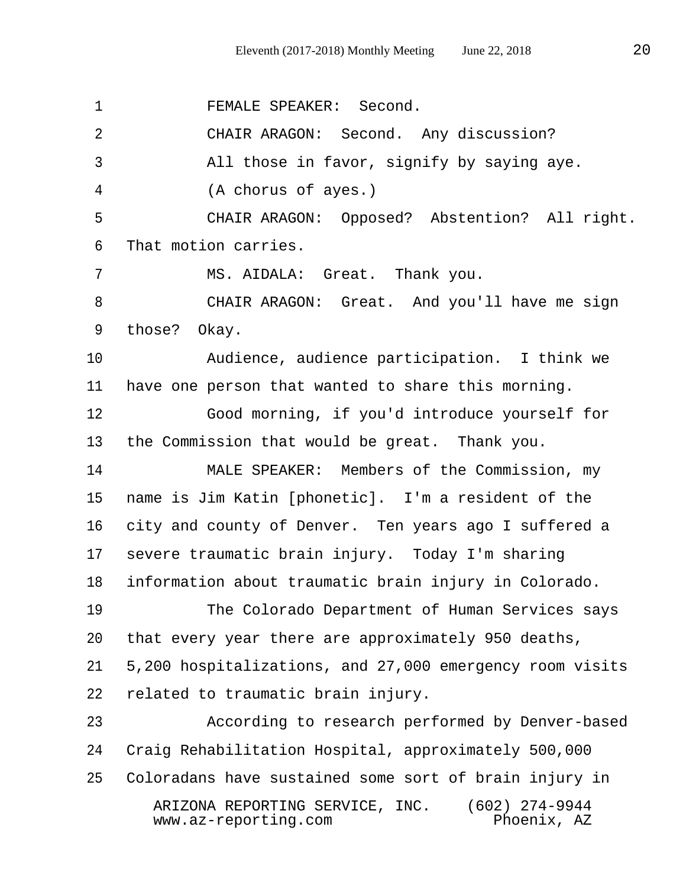FEMALE SPEAKER: Second.

CHAIR ARAGON: Second. Any discussion?

All those in favor, signify by saying aye.

(A chorus of ayes.)

CHAIR ARAGON: Opposed? Abstention? All right. That motion carries.

MS. AIDALA: Great. Thank you.

CHAIR ARAGON: Great. And you'll have me sign those? Okay.

Audience, audience participation. I think we have one person that wanted to share this morning.

Good morning, if you'd introduce yourself for the Commission that would be great. Thank you.

MALE SPEAKER: Members of the Commission, my name is Jim Katin [phonetic]. I'm a resident of the city and county of Denver. Ten years ago I suffered a severe traumatic brain injury. Today I'm sharing information about traumatic brain injury in Colorado.

The Colorado Department of Human Services says that every year there are approximately 950 deaths, 5,200 hospitalizations, and 27,000 emergency room visits related to traumatic brain injury.

According to research performed by Denver-based Craig Rehabilitation Hospital, approximately 500,000 Coloradans have sustained some sort of brain injury in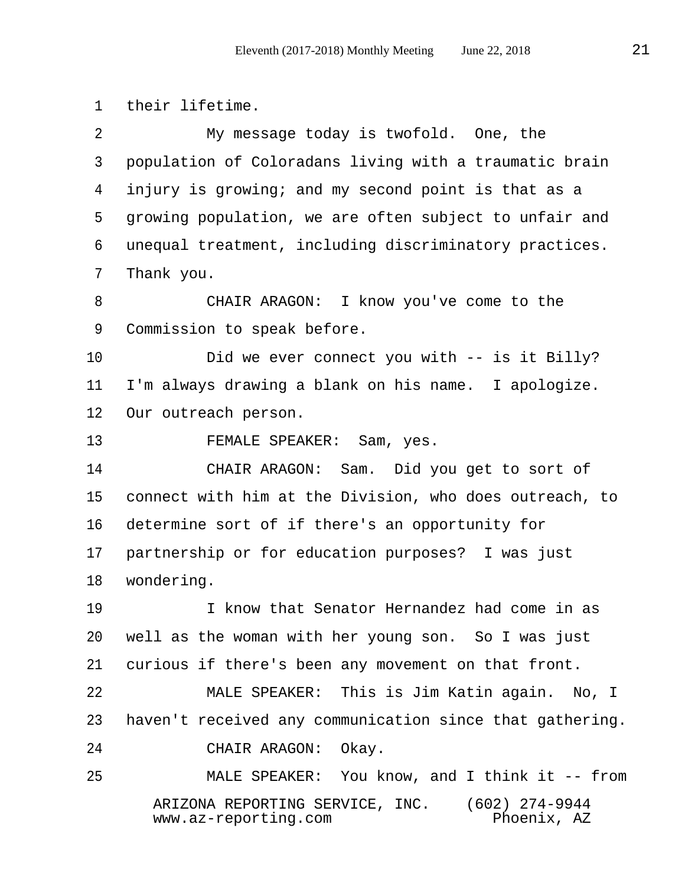their lifetime.

My message today is twofold. One, the population of Coloradans living with a traumatic brain injury is growing; and my second point is that as a growing population, we are often subject to unfair and unequal treatment, including discriminatory practices. Thank you.

CHAIR ARAGON: I know you've come to the Commission to speak before.

Did we ever connect you with -- is it Billy? I'm always drawing a blank on his name. I apologize. Our outreach person.

FEMALE SPEAKER: Sam, yes.

CHAIR ARAGON: Sam. Did you get to sort of connect with him at the Division, who does outreach, to determine sort of if there's an opportunity for partnership or for education purposes? I was just wondering.

I know that Senator Hernandez had come in as well as the woman with her young son. So I was just curious if there's been any movement on that front.

MALE SPEAKER: This is Jim Katin again. No, I haven't received any communication since that gathering.

CHAIR ARAGON: Okay.

MALE SPEAKER: You know, and I think it -- from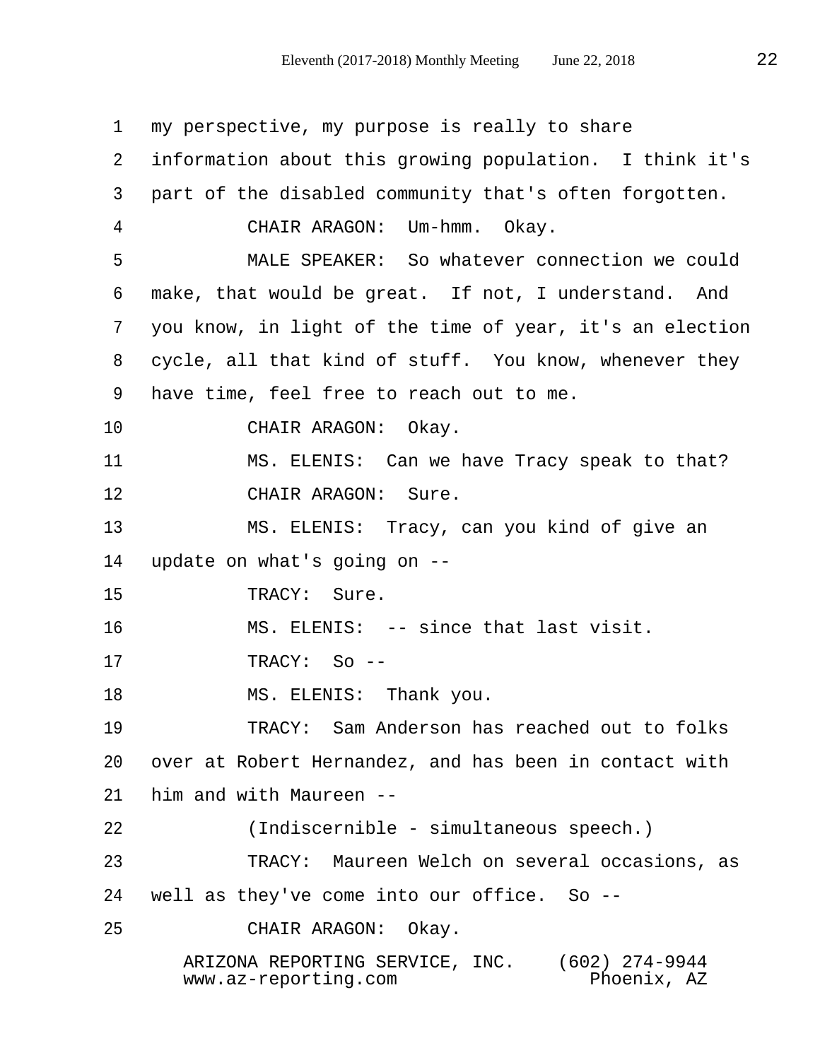my perspective, my purpose is really to share information about this growing population. I think it's part of the disabled community that's often forgotten.

CHAIR ARAGON: Um-hmm. Okay.

MALE SPEAKER: So whatever connection we could make, that would be great. If not, I understand. And you know, in light of the time of year, it's an election cycle, all that kind of stuff. You know, whenever they have time, feel free to reach out to me.

CHAIR ARAGON: Okay.

MS. ELENIS: Can we have Tracy speak to that?

CHAIR ARAGON: Sure.

MS. ELENIS: Tracy, can you kind of give an update on what's going on --

TRACY: Sure.

MS. ELENIS: -- since that last visit.

TRACY: So --

MS. ELENIS: Thank you.

TRACY: Sam Anderson has reached out to folks over at Robert Hernandez, and has been in contact with him and with Maureen --

(Indiscernible - simultaneous speech.)

TRACY: Maureen Welch on several occasions, as well as they've come into our office. So --

CHAIR ARAGON: Okay.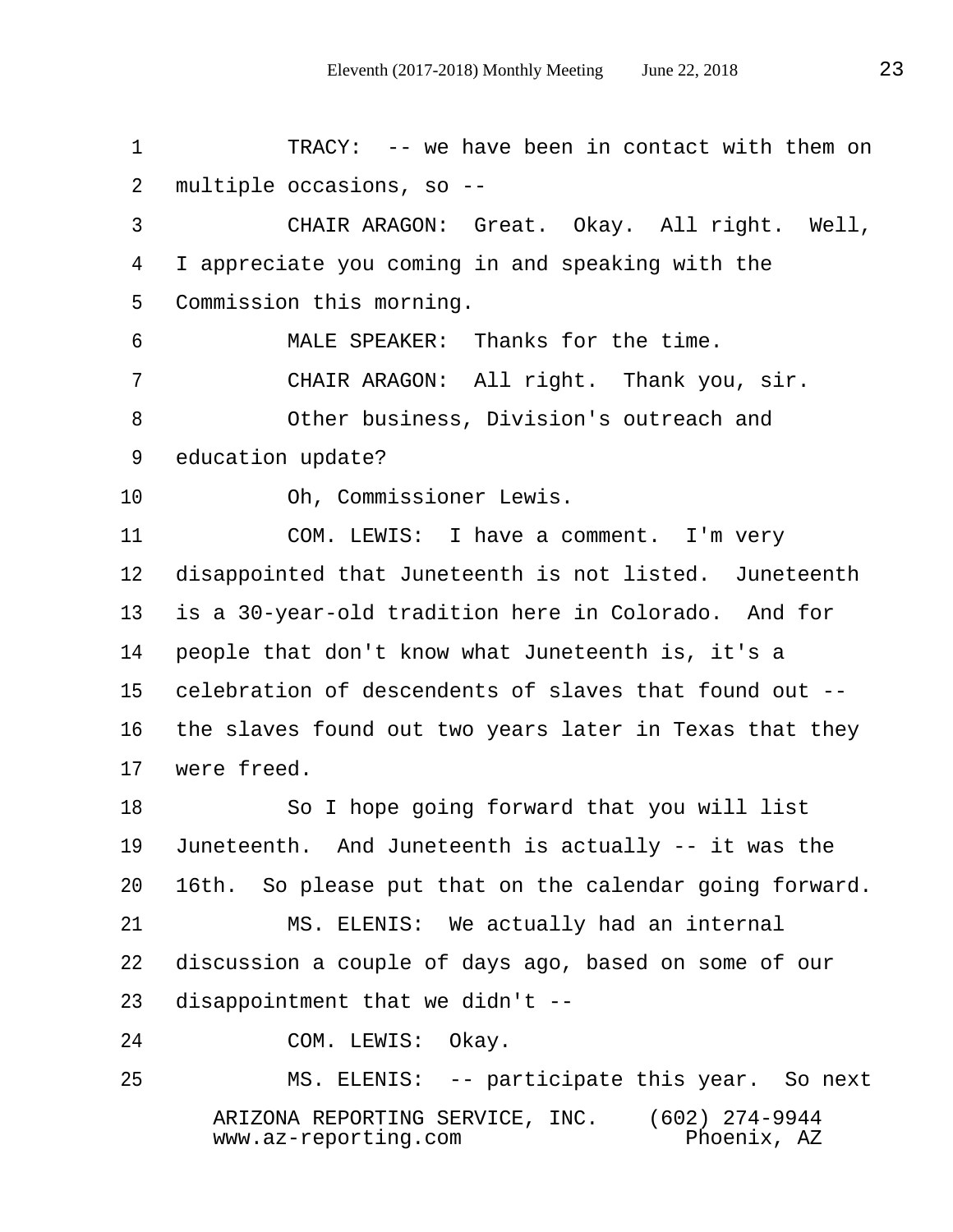TRACY: -- we have been in contact with them on multiple occasions, so --

CHAIR ARAGON: Great. Okay. All right. Well, I appreciate you coming in and speaking with the Commission this morning.

MALE SPEAKER: Thanks for the time.

CHAIR ARAGON: All right. Thank you, sir.

Other business, Division's outreach and education update?

Oh, Commissioner Lewis.

COM. LEWIS: I have a comment. I'm very disappointed that Juneteenth is not listed. Juneteenth is a 30-year-old tradition here in Colorado. And for people that don't know what Juneteenth is, it's a celebration of descendents of slaves that found out -- the slaves found out two years later in Texas that they were freed.

So I hope going forward that you will list Juneteenth. And Juneteenth is actually -- it was the 16th. So please put that on the calendar going forward.

MS. ELENIS: We actually had an internal discussion a couple of days ago, based on some of our disappointment that we didn't --

COM. LEWIS: Okay.

MS. ELENIS: -- participate this year. So next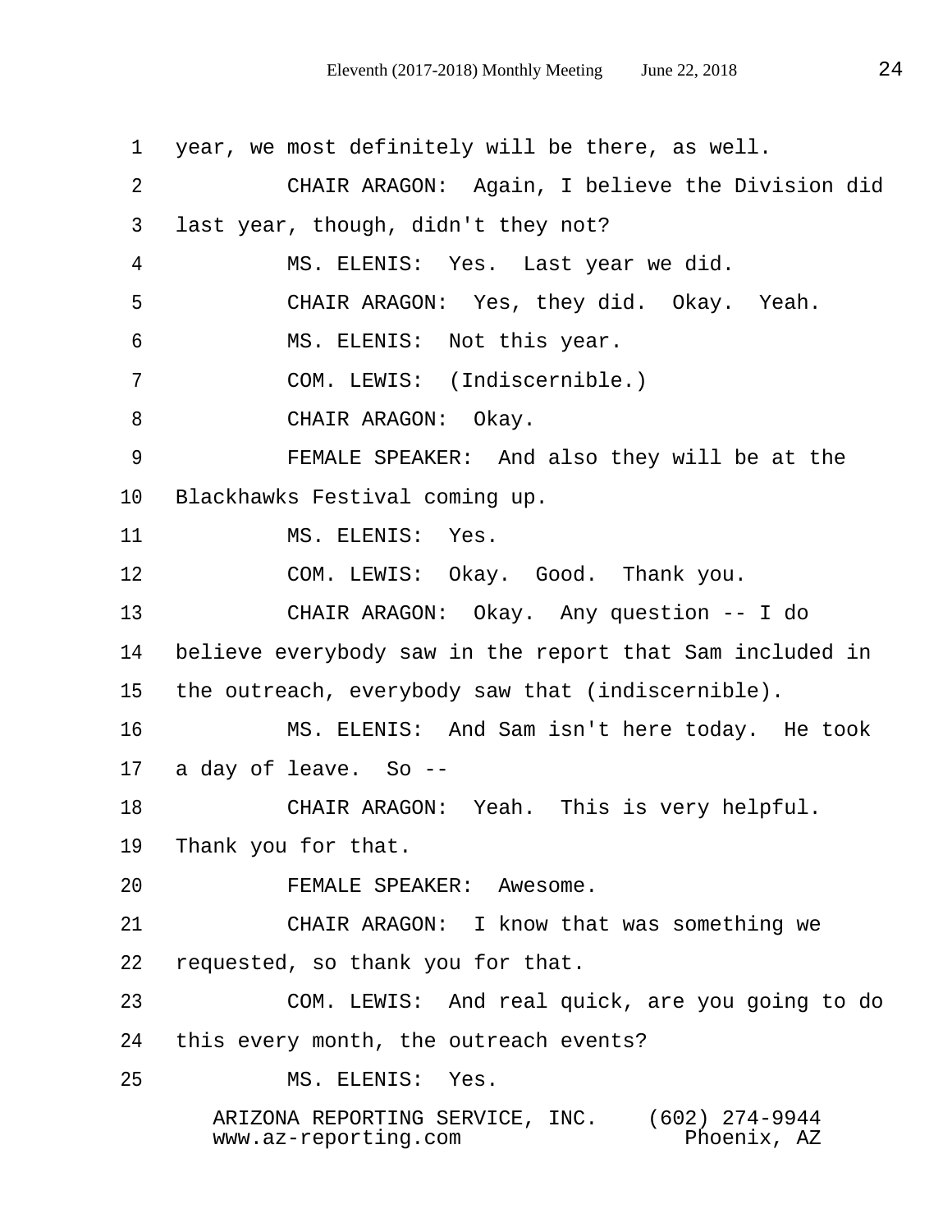year, we most definitely will be there, as well.

CHAIR ARAGON: Again, I believe the Division did last year, though, didn't they not?

MS. ELENIS: Yes. Last year we did.

CHAIR ARAGON: Yes, they did. Okay. Yeah.

MS. ELENIS: Not this year.

COM. LEWIS: (Indiscernible.)

CHAIR ARAGON: Okay.

FEMALE SPEAKER: And also they will be at the Blackhawks Festival coming up.

MS. ELENIS: Yes.

COM. LEWIS: Okay. Good. Thank you.

CHAIR ARAGON: Okay. Any question -- I do believe everybody saw in the report that Sam included in the outreach, everybody saw that (indiscernible).

MS. ELENIS: And Sam isn't here today. He took a day of leave. So --

CHAIR ARAGON: Yeah. This is very helpful. Thank you for that.

FEMALE SPEAKER: Awesome.

CHAIR ARAGON: I know that was something we requested, so thank you for that.

COM. LEWIS: And real quick, are you going to do this every month, the outreach events?

MS. ELENIS: Yes.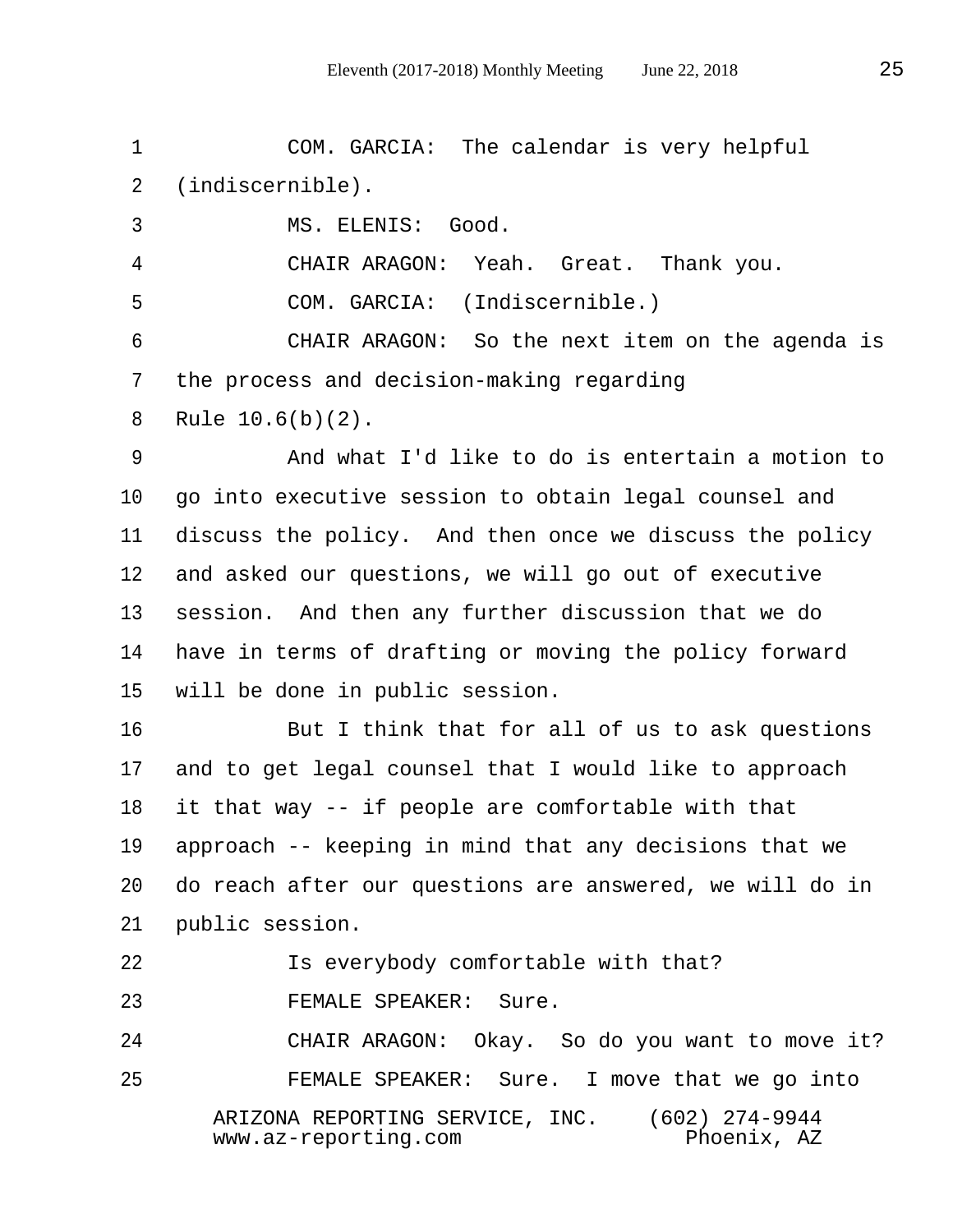COM. GARCIA: The calendar is very helpful (indiscernible).

MS. ELENIS: Good.

CHAIR ARAGON: Yeah. Great. Thank you.

COM. GARCIA: (Indiscernible.)

CHAIR ARAGON: So the next item on the agenda is the process and decision-making regarding Rule 10.6(b)(2).

And what I'd like to do is entertain a motion to go into executive session to obtain legal counsel and discuss the policy. And then once we discuss the policy and asked our questions, we will go out of executive session. And then any further discussion that we do have in terms of drafting or moving the policy forward will be done in public session.

But I think that for all of us to ask questions and to get legal counsel that I would like to approach it that way -- if people are comfortable with that approach -- keeping in mind that any decisions that we do reach after our questions are answered, we will do in public session.

Is everybody comfortable with that?

FEMALE SPEAKER: Sure.

CHAIR ARAGON: Okay. So do you want to move it?

FEMALE SPEAKER: Sure. I move that we go into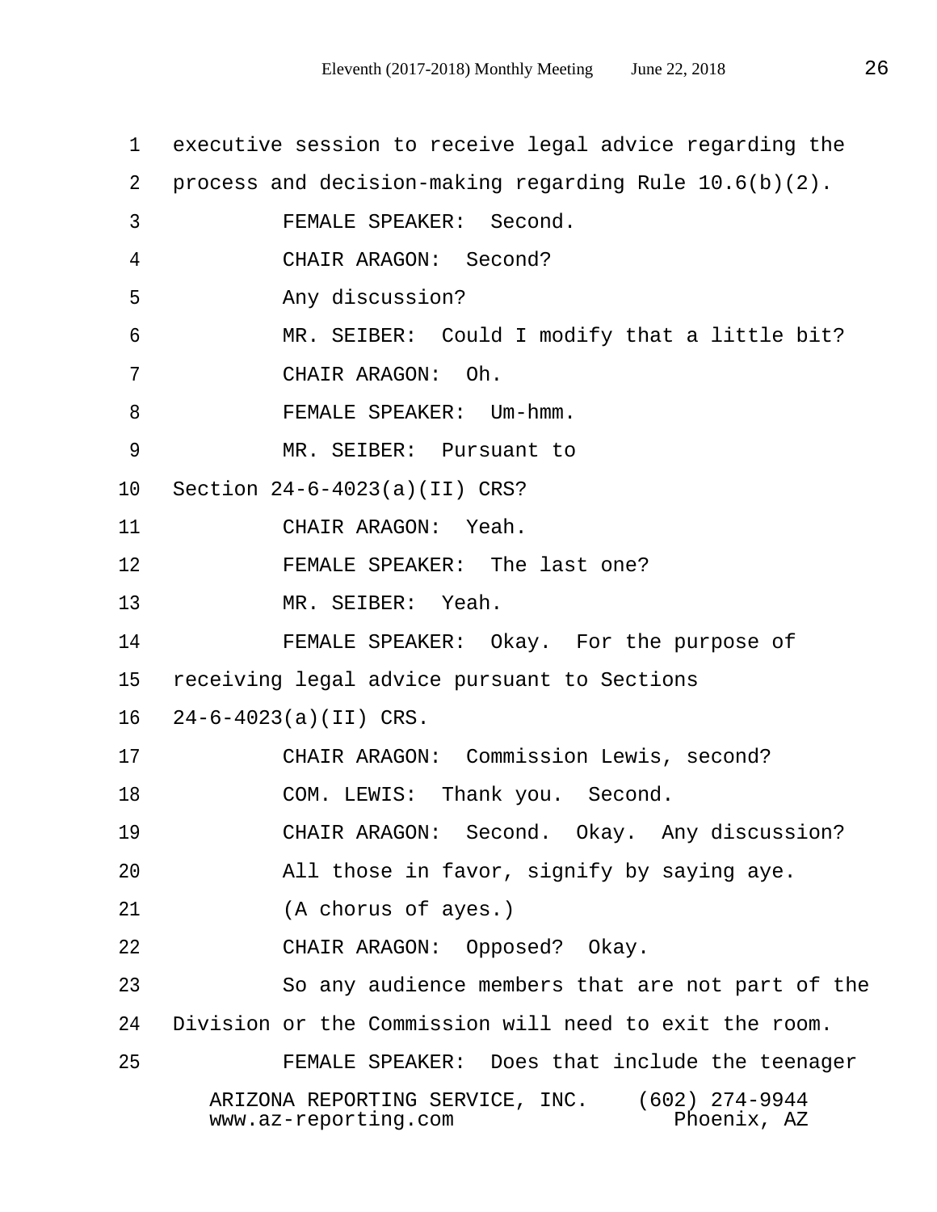1 executive session to receive legal advice regarding the
2 process and decision-making regarding Rule 10.6(b)(2).
3 FEMALE SPEAKER: Second.
4 CHAIR ARAGON: Second?
5 Any discussion?
6 MR. SEIBER: Could I modify that a little bit?
7 CHAIR ARAGON: Oh.
8 FEMALE SPEAKER: Um-hmm.
9 MR. SEIBER: Pursuant to
10 Section 24-6-4023(a)(II) CRS?
11 CHAIR ARAGON: Yeah.
12 FEMALE SPEAKER: The last one?
13 MR. SEIBER: Yeah.
14 FEMALE SPEAKER: Okay. For the purpose of
15 receiving legal advice pursuant to Sections
16 24-6-4023(a)(II) CRS.
17 CHAIR ARAGON: Commission Lewis, second?
18 COM. LEWIS: Thank you. Second.
19 CHAIR ARAGON: Second. Okay. Any discussion?
20 All those in favor, signify by saying aye.
21 (A chorus of ayes.)
22 CHAIR ARAGON: Opposed? Okay.
23 So any audience members that are not part of the
24 Division or the Commission will need to exit the room.
25 FEMALE SPEAKER: Does that include the teenager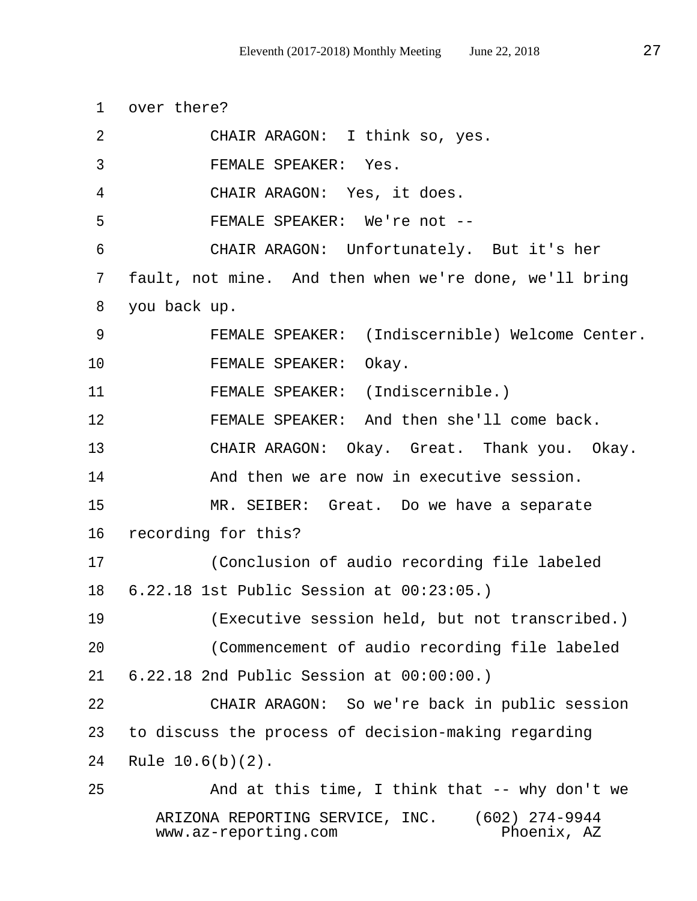over there?

CHAIR ARAGON: I think so, yes.

FEMALE SPEAKER: Yes.

CHAIR ARAGON: Yes, it does.

FEMALE SPEAKER: We're not --

CHAIR ARAGON: Unfortunately. But it's her fault, not mine. And then when we're done, we'll bring you back up.

FEMALE SPEAKER: (Indiscernible) Welcome Center.

FEMALE SPEAKER: Okay.

FEMALE SPEAKER: (Indiscernible.)

FEMALE SPEAKER: And then she'll come back.

CHAIR ARAGON: Okay. Great. Thank you. Okay. And then we are now in executive session.

MR. SEIBER: Great. Do we have a separate recording for this?

(Conclusion of audio recording file labeled 6.22.18 1st Public Session at 00:23:05.)

(Executive session held, but not transcribed.)

(Commencement of audio recording file labeled 6.22.18 2nd Public Session at 00:00:00.)

CHAIR ARAGON: So we're back in public session to discuss the process of decision-making regarding Rule 10.6(b)(2).

And at this time, I think that -- why don't we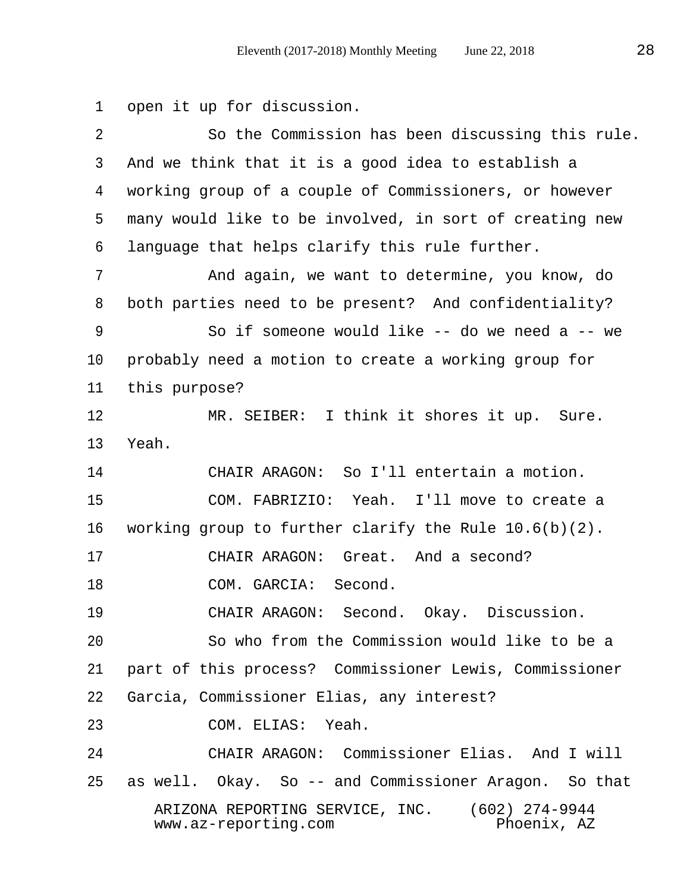open it up for discussion.

So the Commission has been discussing this rule. And we think that it is a good idea to establish a working group of a couple of Commissioners, or however many would like to be involved, in sort of creating new language that helps clarify this rule further.

And again, we want to determine, you know, do both parties need to be present? And confidentiality?

So if someone would like -- do we need a -- we probably need a motion to create a working group for this purpose?

MR. SEIBER: I think it shores it up. Sure. Yeah.

CHAIR ARAGON: So I'll entertain a motion.

COM. FABRIZIO: Yeah. I'll move to create a working group to further clarify the Rule 10.6(b)(2).

CHAIR ARAGON: Great. And a second?

COM. GARCIA: Second.

CHAIR ARAGON: Second. Okay. Discussion.

So who from the Commission would like to be a part of this process? Commissioner Lewis, Commissioner Garcia, Commissioner Elias, any interest?

COM. ELIAS: Yeah.

CHAIR ARAGON: Commissioner Elias. And I will as well. Okay. So -- and Commissioner Aragon. So that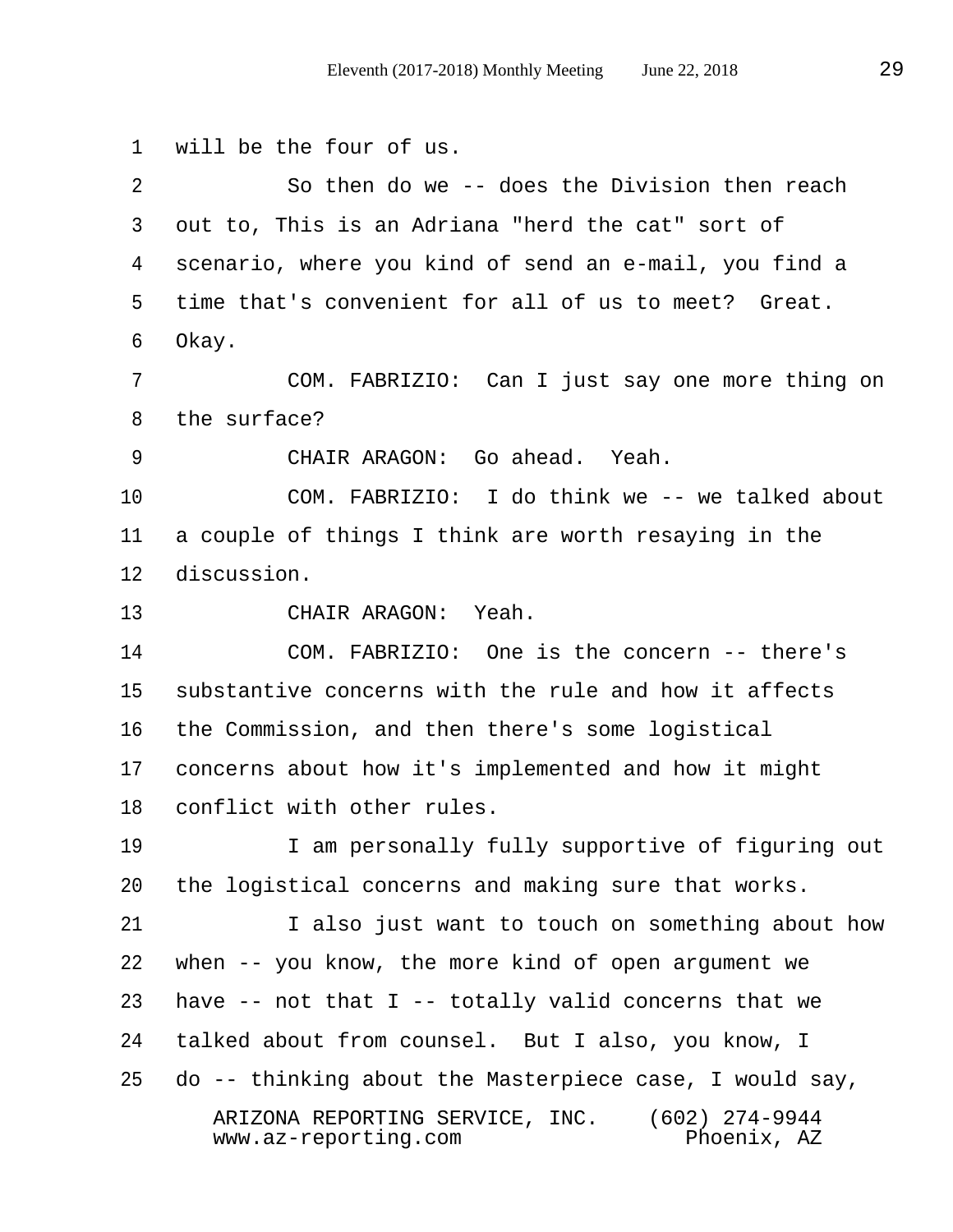1 will be the four of us.

2 So then do we -- does the Division then reach
3 out to, This is an Adriana "herd the cat" sort of
4 scenario, where you kind of send an e-mail, you find a
5 time that's convenient for all of us to meet? Great.
6 Okay.

7 COM. FABRIZIO: Can I just say one more thing on
8 the surface?

9 CHAIR ARAGON: Go ahead. Yeah.

10 COM. FABRIZIO: I do think we -- we talked about
11 a couple of things I think are worth resaying in the
12 discussion.

13 CHAIR ARAGON: Yeah.

14 COM. FABRIZIO: One is the concern -- there's
15 substantive concerns with the rule and how it affects
16 the Commission, and then there's some logistical
17 concerns about how it's implemented and how it might
18 conflict with other rules.

19 I am personally fully supportive of figuring out
20 the logistical concerns and making sure that works.

21 I also just want to touch on something about how
22 when -- you know, the more kind of open argument we
23 have -- not that I -- totally valid concerns that we
24 talked about from counsel. But I also, you know, I
25 do -- thinking about the Masterpiece case, I would say,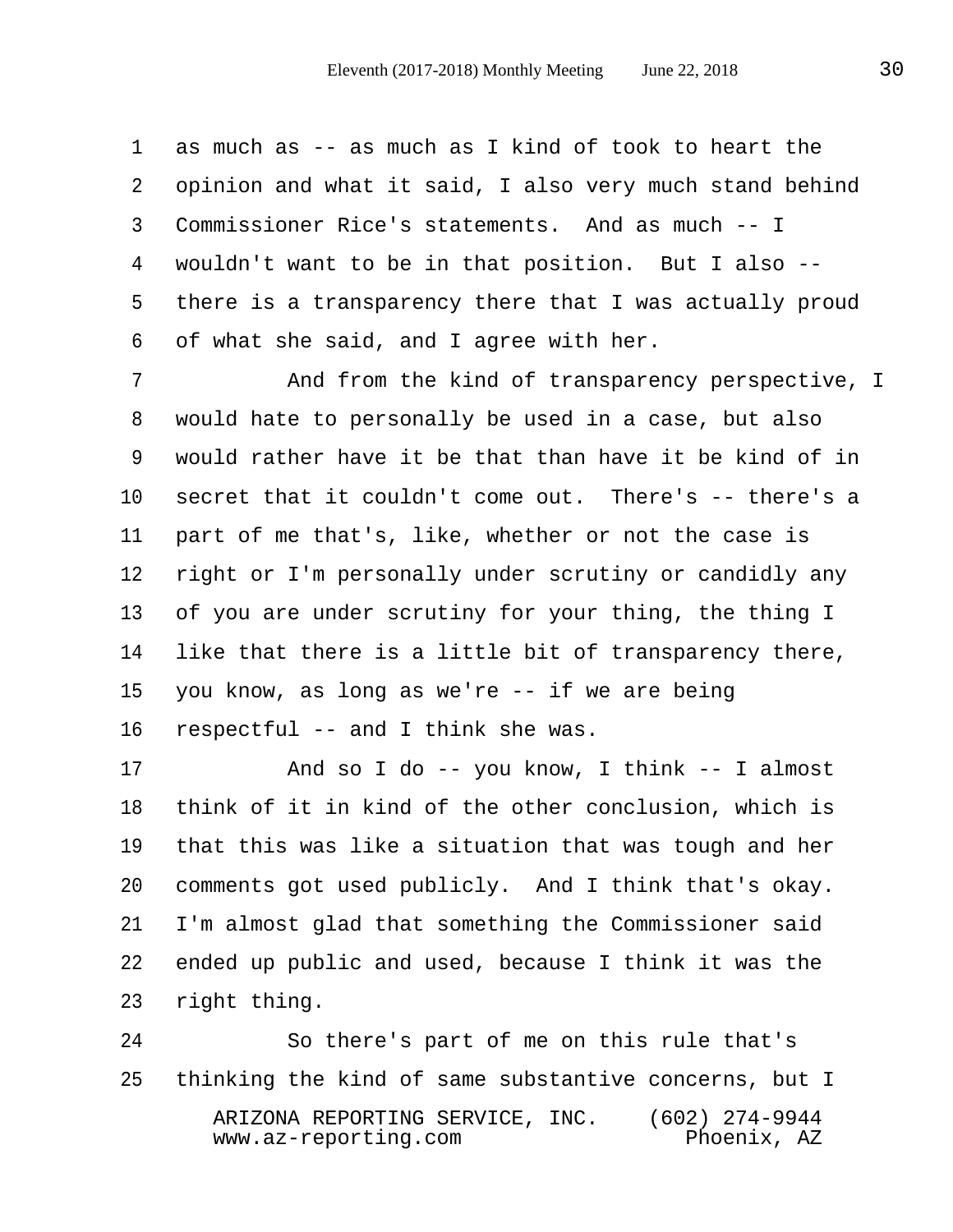as much as -- as much as I kind of took to heart the opinion and what it said, I also very much stand behind Commissioner Rice's statements. And as much -- I wouldn't want to be in that position. But I also -- there is a transparency there that I was actually proud of what she said, and I agree with her.

And from the kind of transparency perspective, I would hate to personally be used in a case, but also would rather have it be that than have it be kind of in secret that it couldn't come out. There's -- there's a part of me that's, like, whether or not the case is right or I'm personally under scrutiny or candidly any of you are under scrutiny for your thing, the thing I like that there is a little bit of transparency there, you know, as long as we're -- if we are being respectful -- and I think she was.

And so I do -- you know, I think -- I almost think of it in kind of the other conclusion, which is that this was like a situation that was tough and her comments got used publicly. And I think that's okay. I'm almost glad that something the Commissioner said ended up public and used, because I think it was the right thing.

So there's part of me on this rule that's thinking the kind of same substantive concerns, but I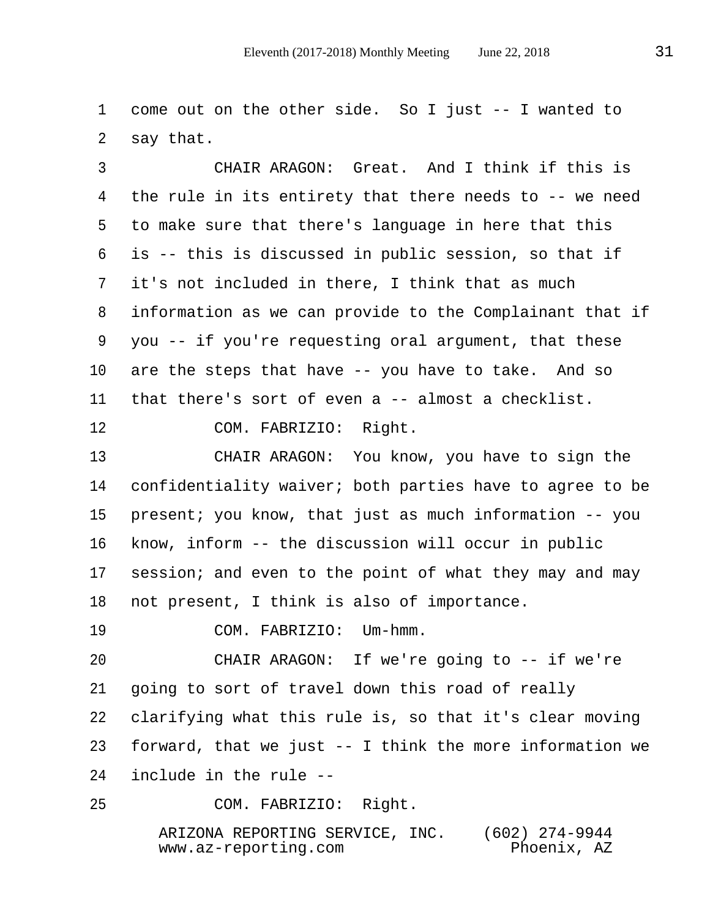come out on the other side. So I just -- I wanted to say that.

CHAIR ARAGON: Great. And I think if this is the rule in its entirety that there needs to -- we need to make sure that there's language in here that this is -- this is discussed in public session, so that if it's not included in there, I think that as much information as we can provide to the Complainant that if you -- if you're requesting oral argument, that these are the steps that have -- you have to take. And so that there's sort of even a -- almost a checklist.

COM. FABRIZIO: Right.

CHAIR ARAGON: You know, you have to sign the confidentiality waiver; both parties have to agree to be present; you know, that just as much information -- you know, inform -- the discussion will occur in public session; and even to the point of what they may and may not present, I think is also of importance.

COM. FABRIZIO: Um-hmm.

CHAIR ARAGON: If we're going to -- if we're going to sort of travel down this road of really clarifying what this rule is, so that it's clear moving forward, that we just -- I think the more information we include in the rule --

COM. FABRIZIO: Right.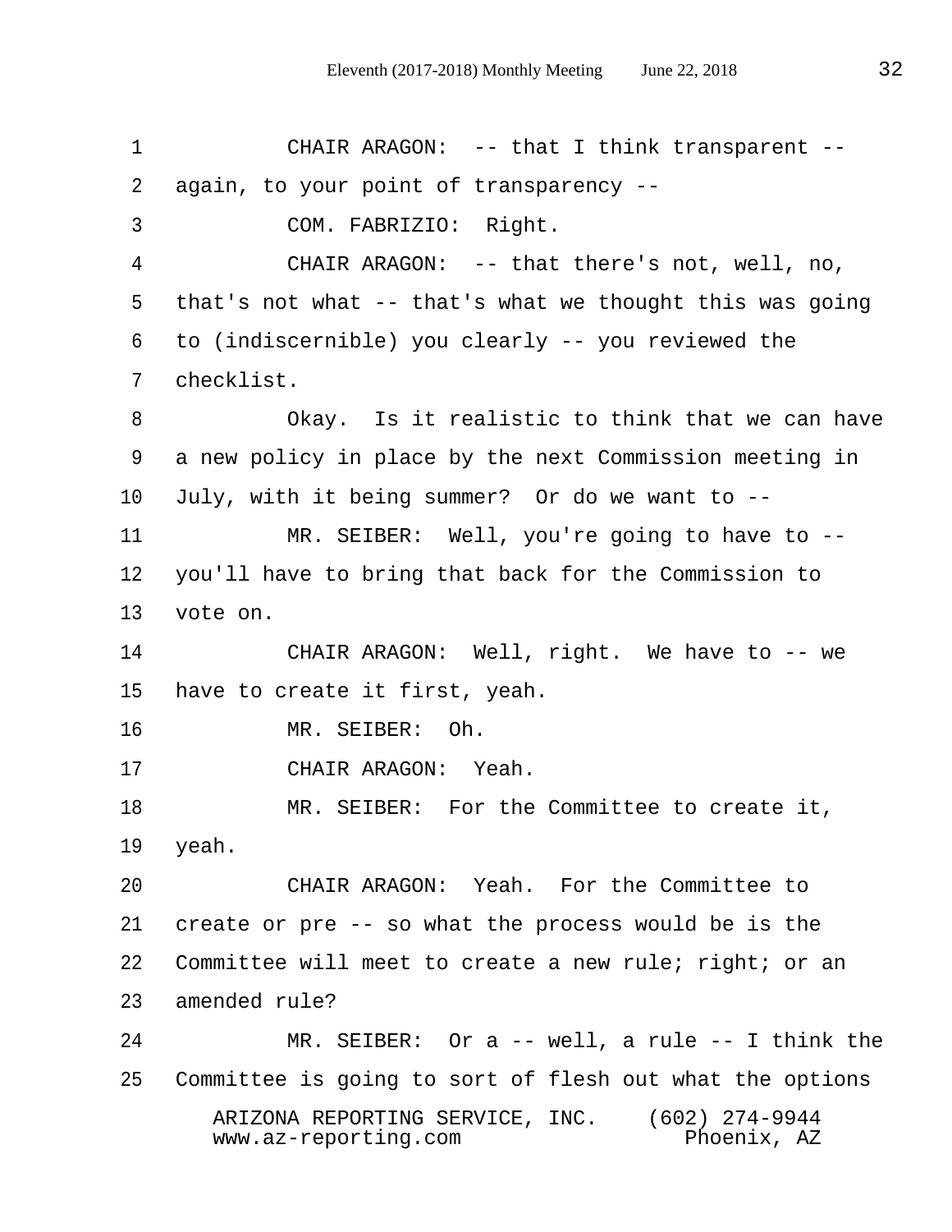CHAIR ARAGON: -- that I think transparent -- again, to your point of transparency --

COM. FABRIZIO: Right.

CHAIR ARAGON: -- that there's not, well, no, that's not what -- that's what we thought this was going to (indiscernible) you clearly -- you reviewed the checklist.

Okay. Is it realistic to think that we can have a new policy in place by the next Commission meeting in July, with it being summer? Or do we want to --

MR. SEIBER: Well, you're going to have to -- you'll have to bring that back for the Commission to vote on.

CHAIR ARAGON: Well, right. We have to -- we have to create it first, yeah.

MR. SEIBER: Oh.

CHAIR ARAGON: Yeah.

MR. SEIBER: For the Committee to create it, yeah.

CHAIR ARAGON: Yeah. For the Committee to create or pre -- so what the process would be is the Committee will meet to create a new rule; right; or an amended rule?

MR. SEIBER: Or a -- well, a rule -- I think the Committee is going to sort of flesh out what the options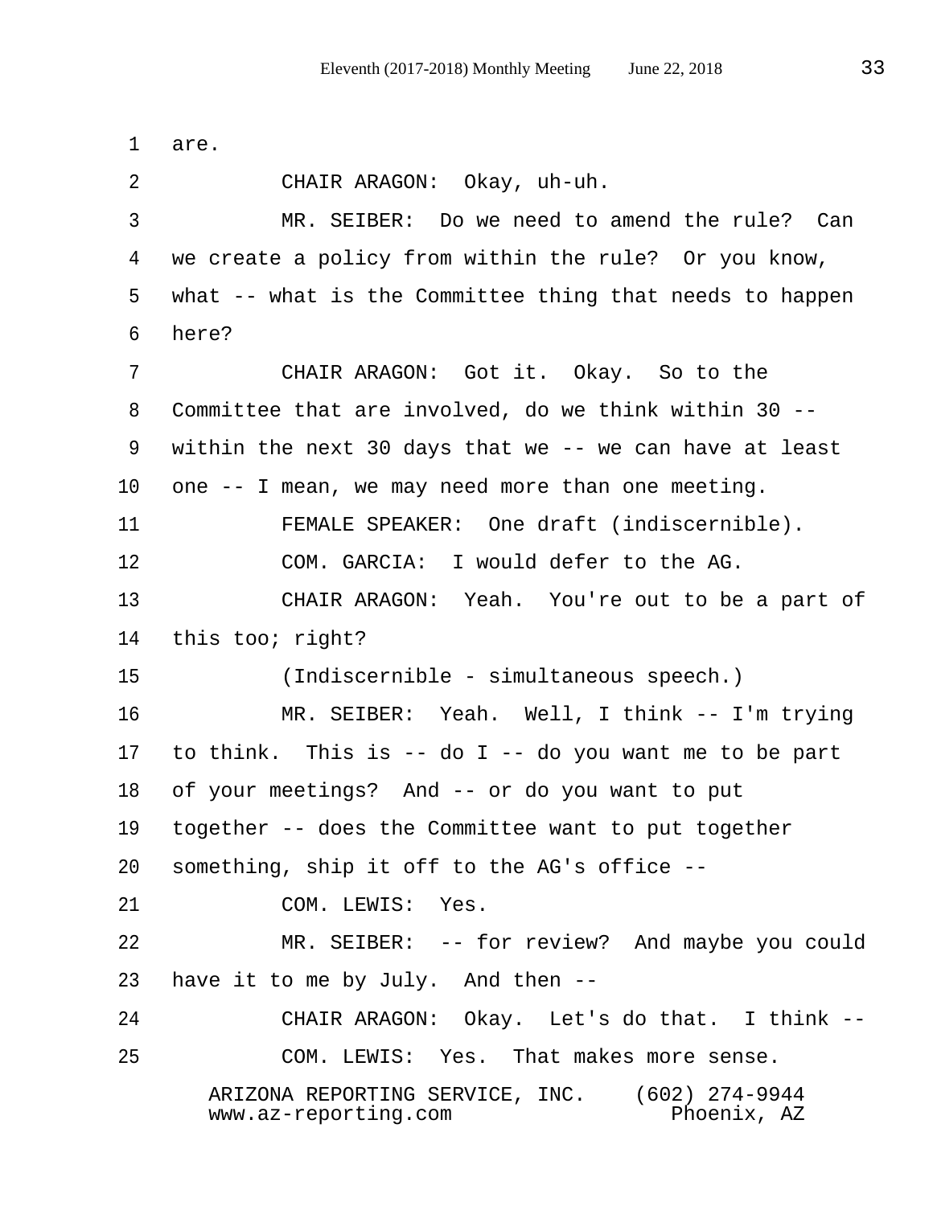are.

CHAIR ARAGON: Okay, uh-uh.

MR. SEIBER: Do we need to amend the rule? Can we create a policy from within the rule? Or you know, what -- what is the Committee thing that needs to happen here?

CHAIR ARAGON: Got it. Okay. So to the Committee that are involved, do we think within 30 -- within the next 30 days that we -- we can have at least one -- I mean, we may need more than one meeting.

FEMALE SPEAKER: One draft (indiscernible).

COM. GARCIA: I would defer to the AG.

CHAIR ARAGON: Yeah. You're out to be a part of this too; right?

(Indiscernible - simultaneous speech.)

MR. SEIBER: Yeah. Well, I think -- I'm trying to think. This is -- do I -- do you want me to be part of your meetings? And -- or do you want to put together -- does the Committee want to put together something, ship it off to the AG's office --

COM. LEWIS: Yes.

MR. SEIBER: -- for review? And maybe you could have it to me by July. And then --

CHAIR ARAGON: Okay. Let's do that. I think --

COM. LEWIS: Yes. That makes more sense.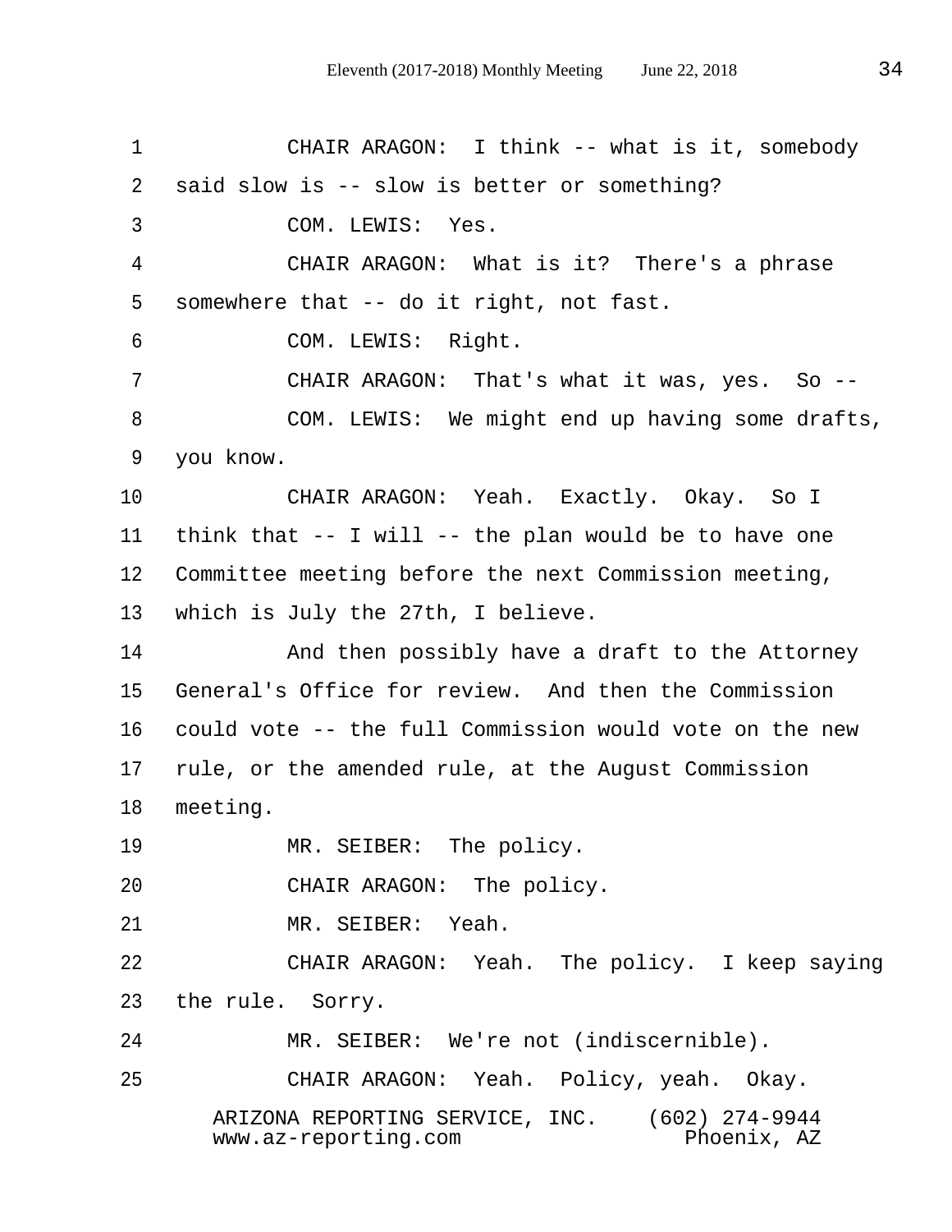CHAIR ARAGON: I think -- what is it, somebody said slow is -- slow is better or something?

COM. LEWIS: Yes.

CHAIR ARAGON: What is it? There's a phrase somewhere that -- do it right, not fast.

COM. LEWIS: Right.

CHAIR ARAGON: That's what it was, yes. So --

COM. LEWIS: We might end up having some drafts, you know.

CHAIR ARAGON: Yeah. Exactly. Okay. So I think that -- I will -- the plan would be to have one Committee meeting before the next Commission meeting, which is July the 27th, I believe.

And then possibly have a draft to the Attorney General's Office for review. And then the Commission could vote -- the full Commission would vote on the new rule, or the amended rule, at the August Commission meeting.

MR. SEIBER: The policy.

CHAIR ARAGON: The policy.

MR. SEIBER: Yeah.

CHAIR ARAGON: Yeah. The policy. I keep saying the rule. Sorry.

MR. SEIBER: We're not (indiscernible).

CHAIR ARAGON: Yeah. Policy, yeah. Okay.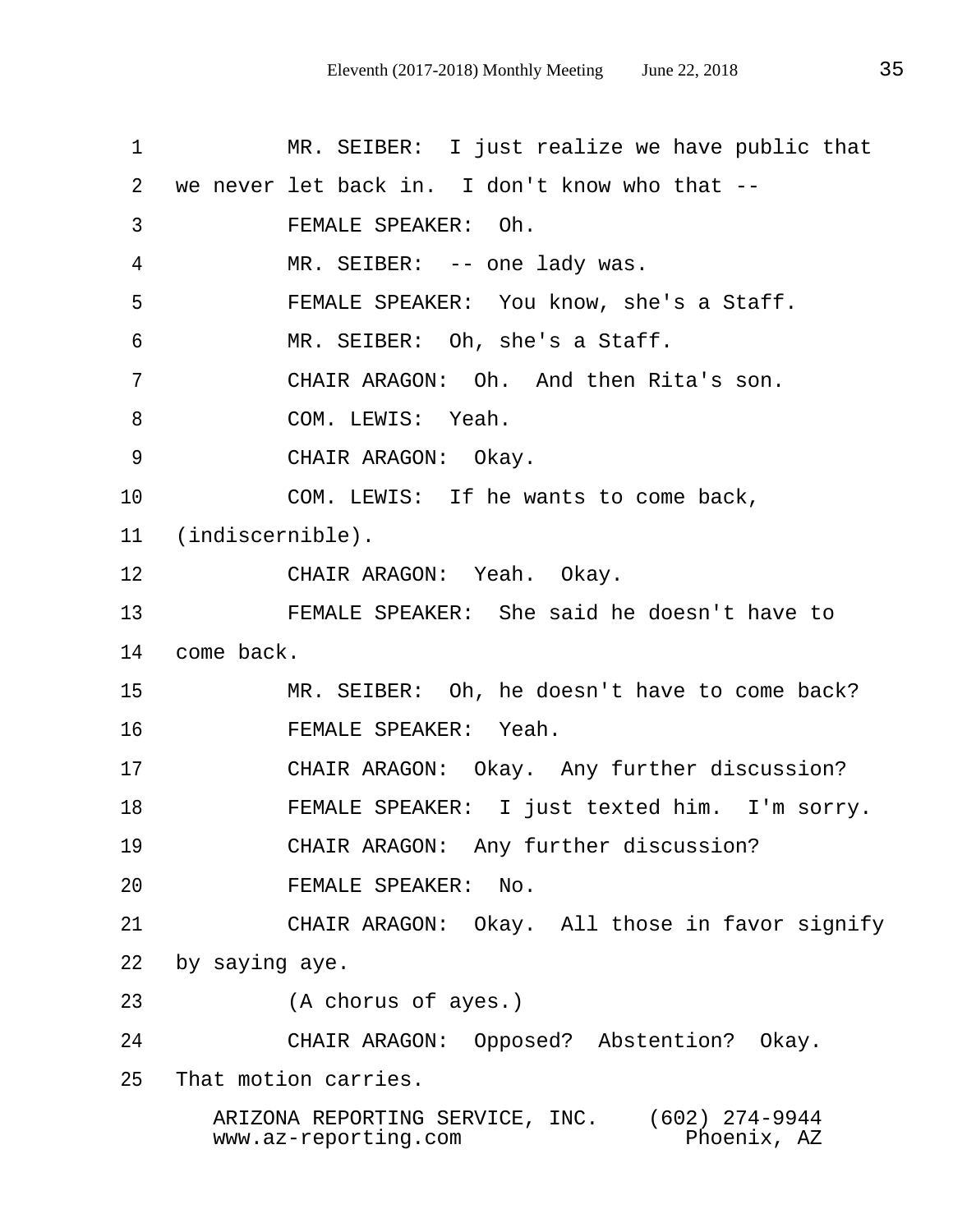MR. SEIBER: I just realize we have public that we never let back in. I don't know who that --

FEMALE SPEAKER: Oh.

MR. SEIBER: -- one lady was.

FEMALE SPEAKER: You know, she's a Staff.

MR. SEIBER: Oh, she's a Staff.

CHAIR ARAGON: Oh. And then Rita's son.

COM. LEWIS: Yeah.

CHAIR ARAGON: Okay.

COM. LEWIS: If he wants to come back, (indiscernible).

CHAIR ARAGON: Yeah. Okay.

FEMALE SPEAKER: She said he doesn't have to come back.

MR. SEIBER: Oh, he doesn't have to come back?

FEMALE SPEAKER: Yeah.

CHAIR ARAGON: Okay. Any further discussion?

FEMALE SPEAKER: I just texted him. I'm sorry.

CHAIR ARAGON: Any further discussion?

FEMALE SPEAKER: No.

CHAIR ARAGON: Okay. All those in favor signify by saying aye.

(A chorus of ayes.)

CHAIR ARAGON: Opposed? Abstention? Okay. That motion carries.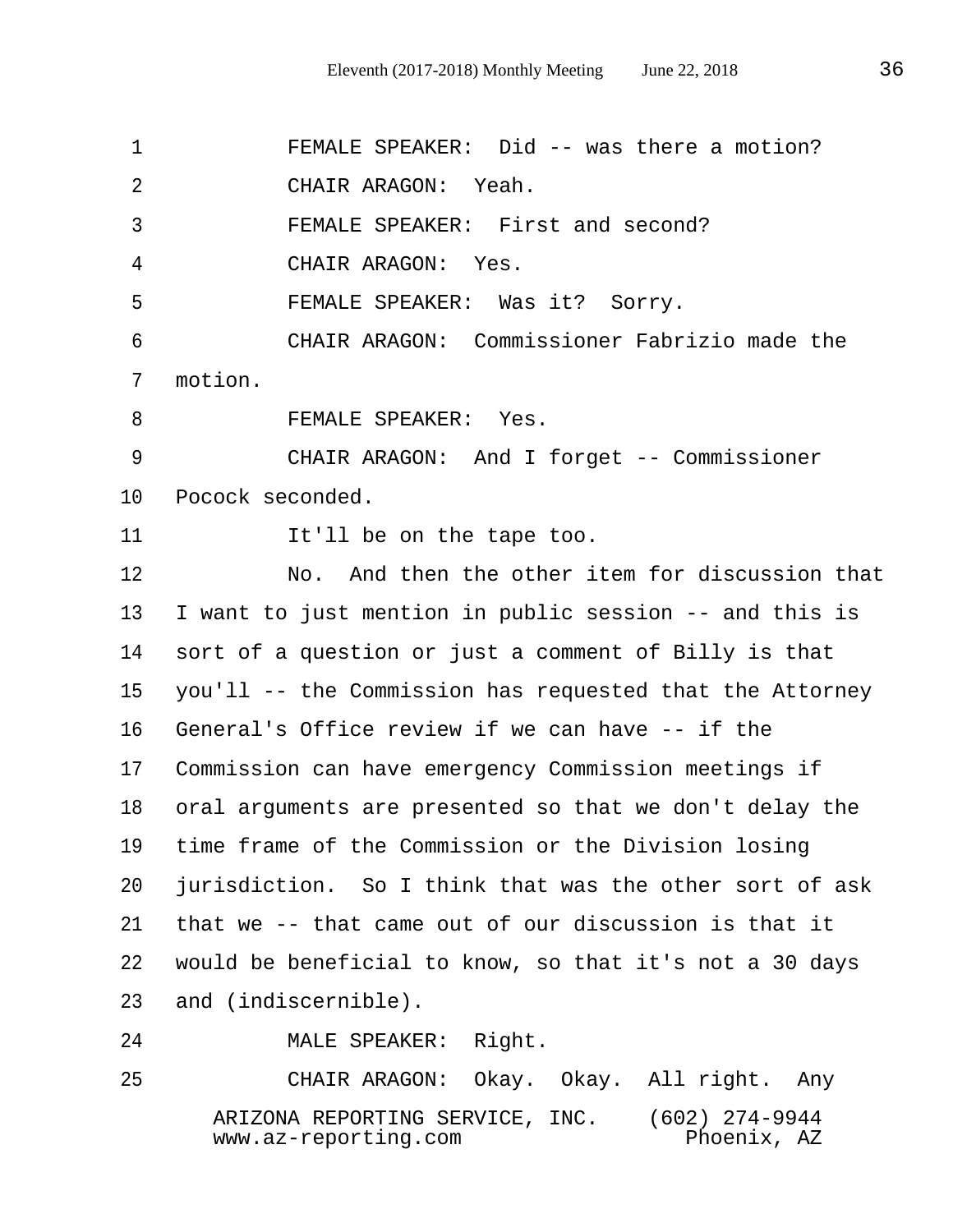FEMALE SPEAKER: Did -- was there a motion?

CHAIR ARAGON: Yeah.

FEMALE SPEAKER: First and second?

CHAIR ARAGON: Yes.

FEMALE SPEAKER: Was it? Sorry.

CHAIR ARAGON: Commissioner Fabrizio made the motion.

FEMALE SPEAKER: Yes.

CHAIR ARAGON: And I forget -- Commissioner Pocock seconded.

It'll be on the tape too.

No. And then the other item for discussion that I want to just mention in public session -- and this is sort of a question or just a comment of Billy is that you'll -- the Commission has requested that the Attorney General's Office review if we can have -- if the Commission can have emergency Commission meetings if oral arguments are presented so that we don't delay the time frame of the Commission or the Division losing jurisdiction. So I think that was the other sort of ask that we -- that came out of our discussion is that it would be beneficial to know, so that it's not a 30 days and (indiscernible).

MALE SPEAKER: Right.

CHAIR ARAGON: Okay. Okay. All right. Any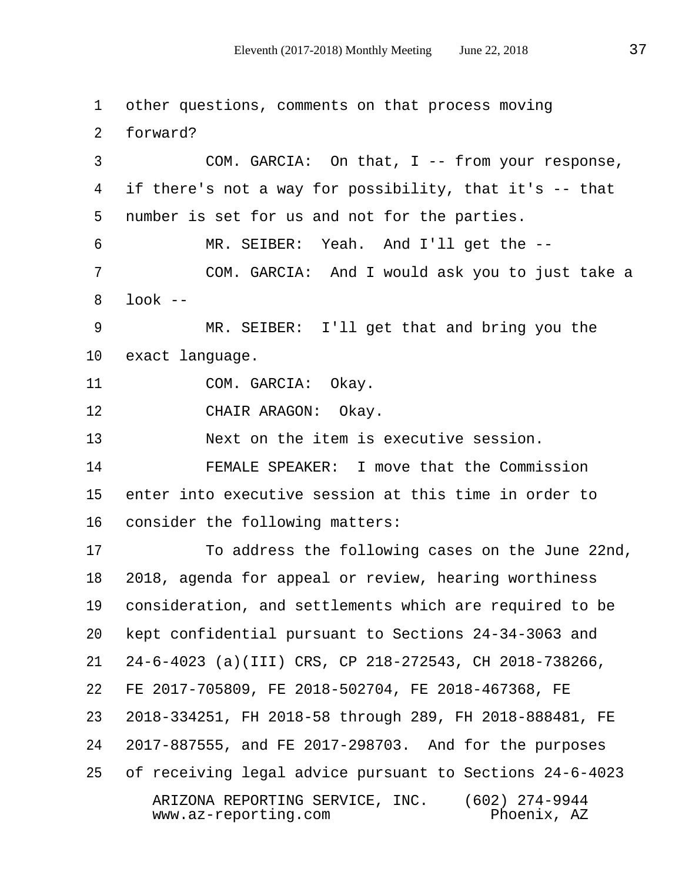other questions, comments on that process moving forward?

COM. GARCIA: On that, I -- from your response, if there's not a way for possibility, that it's -- that number is set for us and not for the parties.

MR. SEIBER: Yeah. And I'll get the --

COM. GARCIA: And I would ask you to just take a look --

MR. SEIBER: I'll get that and bring you the exact language.

COM. GARCIA: Okay.

CHAIR ARAGON: Okay.

Next on the item is executive session.

FEMALE SPEAKER: I move that the Commission enter into executive session at this time in order to consider the following matters:

To address the following cases on the June 22nd, 2018, agenda for appeal or review, hearing worthiness consideration, and settlements which are required to be kept confidential pursuant to Sections 24-34-3063 and 24-6-4023 (a)(III) CRS, CP 218-272543, CH 2018-738266, FE 2017-705809, FE 2018-502704, FE 2018-467368, FE 2018-334251, FH 2018-58 through 289, FH 2018-888481, FE 2017-887555, and FE 2017-298703. And for the purposes of receiving legal advice pursuant to Sections 24-6-4023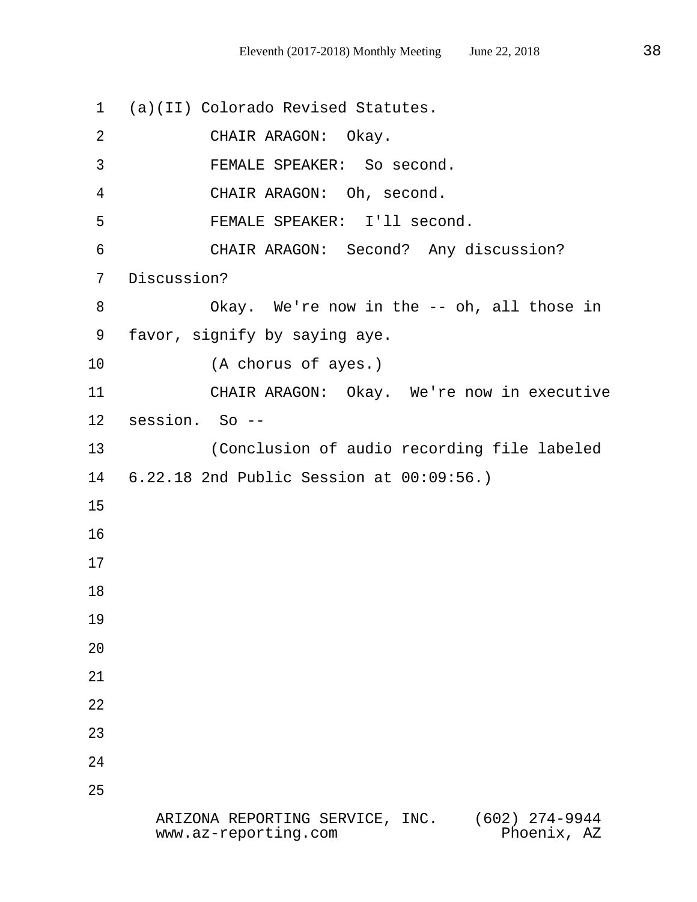(a)(II) Colorado Revised Statutes.

CHAIR ARAGON: Okay.

FEMALE SPEAKER: So second.

CHAIR ARAGON: Oh, second.

FEMALE SPEAKER: I'll second.

CHAIR ARAGON: Second? Any discussion? Discussion?

Okay. We're now in the -- oh, all those in favor, signify by saying aye.

(A chorus of ayes.)

CHAIR ARAGON: Okay. We're now in executive session. So --

(Conclusion of audio recording file labeled 6.22.18 2nd Public Session at 00:09:56.)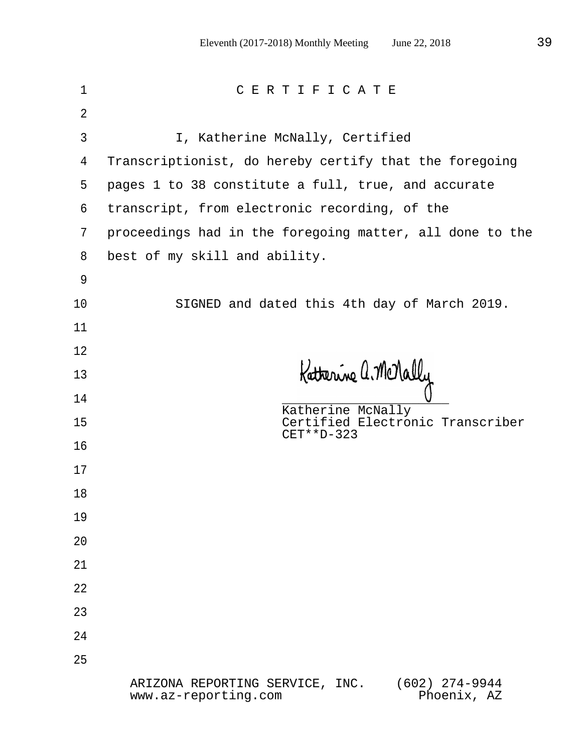# C E R T I F I C A T E

I, Katherine McNally, Certified Transcriptionist, do hereby certify that the foregoing pages 1 to 38 constitute a full, true, and accurate transcript, from electronic recording, of the proceedings had in the foregoing matter, all done to the best of my skill and ability.

SIGNED and dated this 4th day of March 2019.

Katherine A. McNally

\_\_\_\_\_\_\_\_\_\_\_\_\_\_\_\_\_\_\_\_\_\_\_\_\_
Katherine McNally
Certified Electronic Transcriber
CET**D-323

ARIZONA REPORTING SERVICE, INC. (602) 274-9944
www.az-reporting.com Phoenix, AZ